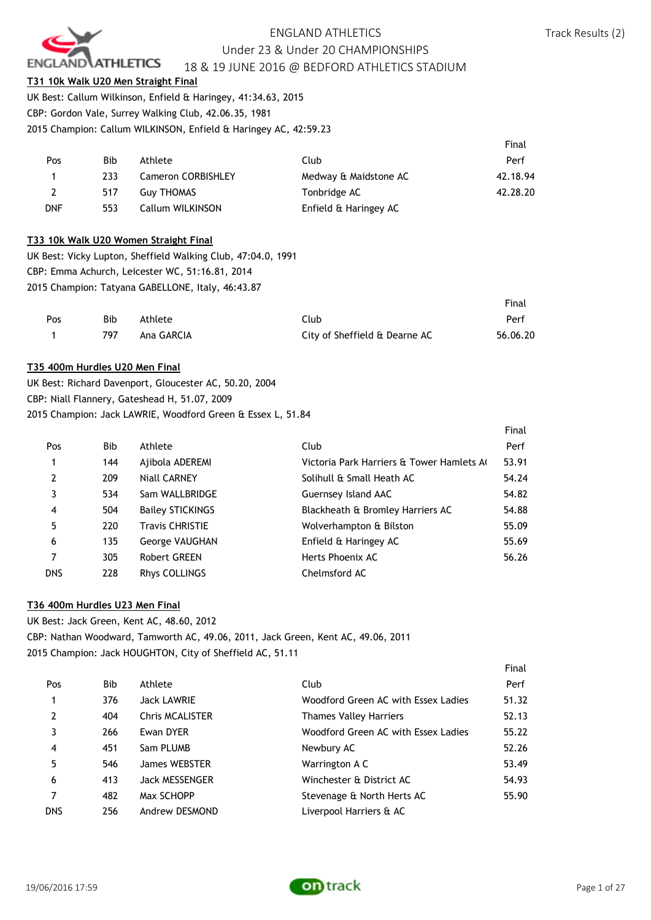ENGLAND ATHLETICS

Under 23 & Under 20 CHAMPIONSHIPS

18 & 19 JUNE 2016 @ BEDFORD ATHLETICS STADIUM

Track Results (2)

## T31 10k Walk U20 Men Straight Final

UK Best: Callum Wilkinson, Enfield & Haringey, 41:34.63, 2015

CBP: Gordon Vale, Surrey Walking Club, 42.06.35, 1981

2015 Champion: Callum WILKINSON, Enfield & Haringey AC, 42:59.23

| Pos | Bib | Athlete | Club | Final Perf |
|---|---|---|---|---|
| 1 | 233 | Cameron CORBISHLEY | Medway & Maidstone AC | 42.18.94 |
| 2 | 517 | Guy THOMAS | Tonbridge AC | 42.28.20 |
| DNF | 553 | Callum WILKINSON | Enfield & Haringey AC | |

## T33 10k Walk U20 Women Straight Final

UK Best: Vicky Lupton, Sheffield Walking Club, 47:04.0, 1991

CBP: Emma Achurch, Leicester WC, 51:16.81, 2014

2015 Champion: Tatyana GABELLONE, Italy, 46:43.87

| Pos | Bib | Athlete | Club | Final Perf |
|---|---|---|---|---|
| 1 | 797 | Ana GARCIA | City of Sheffield & Dearne AC | 56.06.20 |

## T35 400m Hurdles U20 Men Final

UK Best: Richard Davenport, Gloucester AC, 50.20, 2004

CBP: Niall Flannery, Gateshead H, 51.07, 2009

2015 Champion: Jack LAWRIE, Woodford Green & Essex L, 51.84

| Pos | Bib | Athlete | Club | Final Perf |
|---|---|---|---|---|
| 1 | 144 | Ajibola ADEREMI | Victoria Park Harriers & Tower Hamlets A( | 53.91 |
| 2 | 209 | Niall CARNEY | Solihull & Small Heath AC | 54.24 |
| 3 | 534 | Sam WALLBRIDGE | Guernsey Island AAC | 54.82 |
| 4 | 504 | Bailey STICKINGS | Blackheath & Bromley Harriers AC | 54.88 |
| 5 | 220 | Travis CHRISTIE | Wolverhampton & Bilston | 55.09 |
| 6 | 135 | George VAUGHAN | Enfield & Haringey AC | 55.69 |
| 7 | 305 | Robert GREEN | Herts Phoenix AC | 56.26 |
| DNS | 228 | Rhys COLLINGS | Chelmsford AC | |

## T36 400m Hurdles U23 Men Final

UK Best: Jack Green, Kent AC, 48.60, 2012

CBP: Nathan Woodward, Tamworth AC, 49.06, 2011, Jack Green, Kent AC, 49.06, 2011

2015 Champion: Jack HOUGHTON, City of Sheffield AC, 51.11

| Pos | Bib | Athlete | Club | Final Perf |
|---|---|---|---|---|
| 1 | 376 | Jack LAWRIE | Woodford Green AC with Essex Ladies | 51.32 |
| 2 | 404 | Chris MCALISTER | Thames Valley Harriers | 52.13 |
| 3 | 266 | Ewan DYER | Woodford Green AC with Essex Ladies | 55.22 |
| 4 | 451 | Sam PLUMB | Newbury AC | 52.26 |
| 5 | 546 | James WEBSTER | Warrington A C | 53.49 |
| 6 | 413 | Jack MESSENGER | Winchester & District AC | 54.93 |
| 7 | 482 | Max SCHOPP | Stevenage & North Herts AC | 55.90 |
| DNS | 256 | Andrew DESMOND | Liverpool Harriers & AC | |

19/06/2016 17:59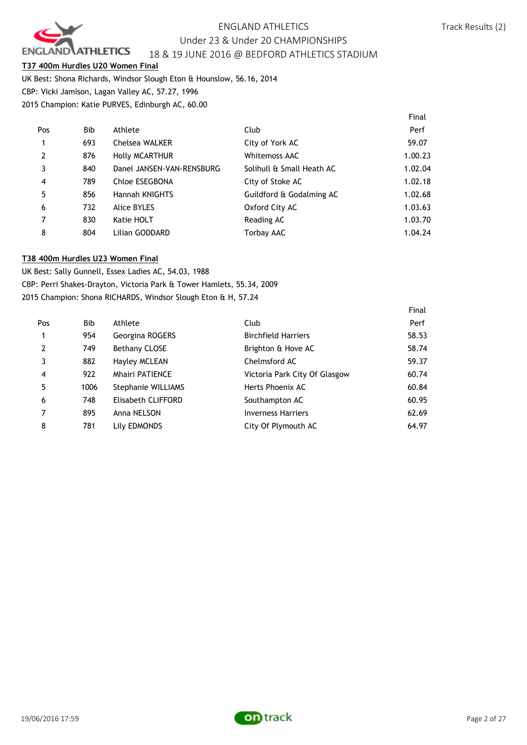## T37 400m Hurdles U20 Women Final

UK Best: Shona Richards, Windsor Slough Eton & Hounslow, 56.16, 2014
CBP: Vicki Jamison, Lagan Valley AC, 57.27, 1996
2015 Champion: Katie PURVES, Edinburgh AC, 60.00

| Pos | Bib | Athlete | Club | Final Perf |
|---|---|---|---|---|
| 1 | 693 | Chelsea WALKER | City of York AC | 59.07 |
| 2 | 876 | Holly MCARTHUR | Whitemoss AAC | 1.00.23 |
| 3 | 840 | Danel JANSEN-VAN-RENSBURG | Solihull & Small Heath AC | 1.02.04 |
| 4 | 789 | Chloe ESEGBONA | City of Stoke AC | 1.02.18 |
| 5 | 856 | Hannah KNIGHTS | Guildford & Godalming AC | 1.02.68 |
| 6 | 732 | Alice BYLES | Oxford City AC | 1.03.63 |
| 7 | 830 | Katie HOLT | Reading AC | 1.03.70 |
| 8 | 804 | Lilian GODDARD | Torbay AAC | 1.04.24 |

## T38 400m Hurdles U23 Women Final

UK Best: Sally Gunnell, Essex Ladies AC, 54.03, 1988
CBP: Perri Shakes-Drayton, Victoria Park & Tower Hamlets, 55.34, 2009
2015 Champion: Shona RICHARDS, Windsor Slough Eton & H, 57.24

| Pos | Bib | Athlete | Club | Final Perf |
|---|---|---|---|---|
| 1 | 954 | Georgina ROGERS | Birchfield Harriers | 58.53 |
| 2 | 749 | Bethany CLOSE | Brighton & Hove AC | 58.74 |
| 3 | 882 | Hayley MCLEAN | Chelmsford AC | 59.37 |
| 4 | 922 | Mhairi PATIENCE | Victoria Park City Of Glasgow | 60.74 |
| 5 | 1006 | Stephanie WILLIAMS | Herts Phoenix AC | 60.84 |
| 6 | 748 | Elisabeth CLIFFORD | Southampton AC | 60.95 |
| 7 | 895 | Anna NELSON | Inverness Harriers | 62.69 |
| 8 | 781 | Lily EDMONDS | City Of Plymouth AC | 64.97 |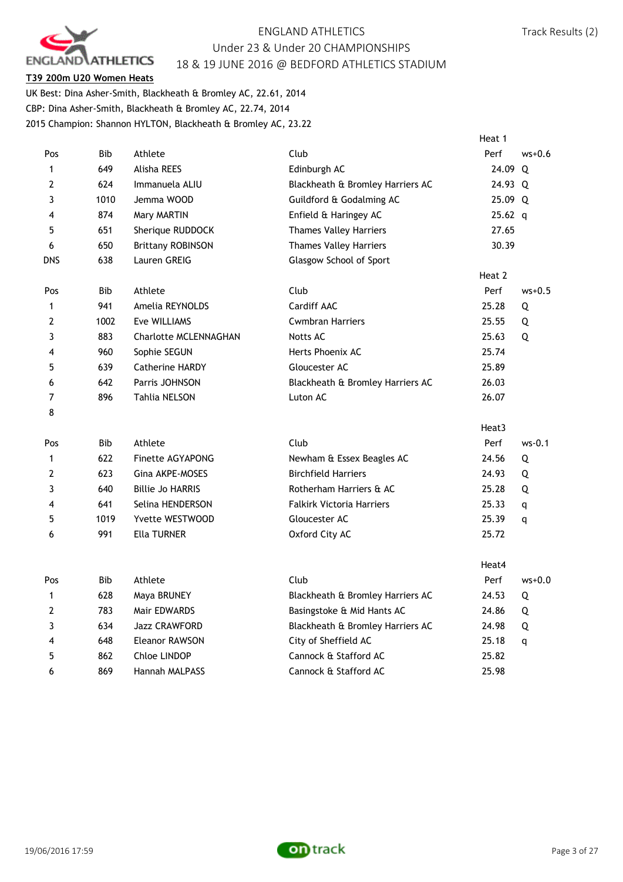ENGLAND ATHLETICS
Under 23 & Under 20 CHAMPIONSHIPS
18 & 19 JUNE 2016 @ BEDFORD ATHLETICS STADIUM

Track Results (2)

**T39 200m U20 Women Heats**

UK Best: Dina Asher-Smith, Blackheath & Bromley AC, 22.61, 2014
CBP: Dina Asher-Smith, Blackheath & Bromley AC, 22.74, 2014
2015 Champion: Shannon HYLTON, Blackheath & Bromley AC, 23.22

**Heat 1**

| Pos | Bib | Athlete | Club | Perf | ws+0.6 |
|---|---|---|---|---|---|
| 1 | 649 | Alisha REES | Edinburgh AC | 24.09 | Q |
| 2 | 624 | Immanuela ALIU | Blackheath & Bromley Harriers AC | 24.93 | Q |
| 3 | 1010 | Jemma WOOD | Guildford & Godalming AC | 25.09 | Q |
| 4 | 874 | Mary MARTIN | Enfield & Haringey AC | 25.62 | q |
| 5 | 651 | Sherique RUDDOCK | Thames Valley Harriers | 27.65 | |
| 6 | 650 | Brittany ROBINSON | Thames Valley Harriers | 30.39 | |
| DNS | 638 | Lauren GREIG | Glasgow School of Sport | | |

**Heat 2**

| Pos | Bib | Athlete | Club | Perf | ws+0.5 |
|---|---|---|---|---|---|
| 1 | 941 | Amelia REYNOLDS | Cardiff AAC | 25.28 | Q |
| 2 | 1002 | Eve WILLIAMS | Cwmbran Harriers | 25.55 | Q |
| 3 | 883 | Charlotte MCLENNAGHAN | Notts AC | 25.63 | Q |
| 4 | 960 | Sophie SEGUN | Herts Phoenix AC | 25.74 | |
| 5 | 639 | Catherine HARDY | Gloucester AC | 25.89 | |
| 6 | 642 | Parris JOHNSON | Blackheath & Bromley Harriers AC | 26.03 | |
| 7 | 896 | Tahlia NELSON | Luton AC | 26.07 | |
| 8 | | | | | |

**Heat3**

| Pos | Bib | Athlete | Club | Perf | ws-0.1 |
|---|---|---|---|---|---|
| 1 | 622 | Finette AGYAPONG | Newham & Essex Beagles AC | 24.56 | Q |
| 2 | 623 | Gina AKPE-MOSES | Birchfield Harriers | 24.93 | Q |
| 3 | 640 | Billie Jo HARRIS | Rotherham Harriers & AC | 25.28 | Q |
| 4 | 641 | Selina HENDERSON | Falkirk Victoria Harriers | 25.33 | q |
| 5 | 1019 | Yvette WESTWOOD | Gloucester AC | 25.39 | q |
| 6 | 991 | Ella TURNER | Oxford City AC | 25.72 | |

**Heat4**

| Pos | Bib | Athlete | Club | Perf | ws+0.0 |
|---|---|---|---|---|---|
| 1 | 628 | Maya BRUNEY | Blackheath & Bromley Harriers AC | 24.53 | Q |
| 2 | 783 | Mair EDWARDS | Basingstoke & Mid Hants AC | 24.86 | Q |
| 3 | 634 | Jazz CRAWFORD | Blackheath & Bromley Harriers AC | 24.98 | Q |
| 4 | 648 | Eleanor RAWSON | City of Sheffield AC | 25.18 | q |
| 5 | 862 | Chloe LINDOP | Cannock & Stafford AC | 25.82 | |
| 6 | 869 | Hannah MALPASS | Cannock & Stafford AC | 25.98 | |

19/06/2016 17:59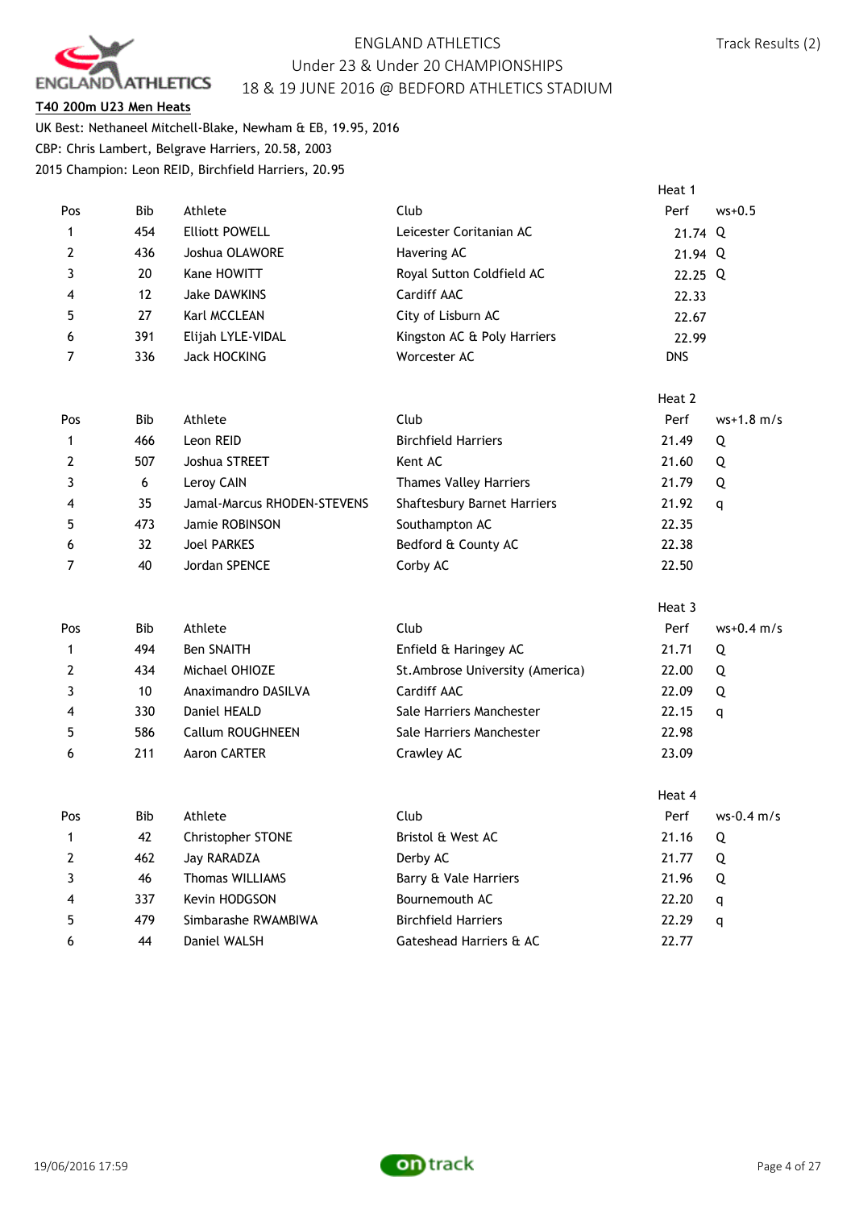ENGLAND ATHLETICS
Under 23 & Under 20 CHAMPIONSHIPS
18 & 19 JUNE 2016 @ BEDFORD ATHLETICS STADIUM

Track Results (2)

**T40 200m U23 Men Heats**

UK Best: Nethaneel Mitchell-Blake, Newham & EB, 19.95, 2016
CBP: Chris Lambert, Belgrave Harriers, 20.58, 2003
2015 Champion: Leon REID, Birchfield Harriers, 20.95

Heat 1

| Pos | Bib | Athlete | Club | Perf | ws+0.5 |
|---|---|---|---|---|---|
| 1 | 454 | Elliott POWELL | Leicester Coritanian AC | 21.74 | Q |
| 2 | 436 | Joshua OLAWORE | Havering AC | 21.94 | Q |
| 3 | 20 | Kane HOWITT | Royal Sutton Coldfield AC | 22.25 | Q |
| 4 | 12 | Jake DAWKINS | Cardiff AAC | 22.33 | |
| 5 | 27 | Karl MCCLEAN | City of Lisburn AC | 22.67 | |
| 6 | 391 | Elijah LYLE-VIDAL | Kingston AC & Poly Harriers | 22.99 | |
| 7 | 336 | Jack HOCKING | Worcester AC | DNS | |

Heat 2

| Pos | Bib | Athlete | Club | Perf | ws+1.8 m/s |
|---|---|---|---|---|---|
| 1 | 466 | Leon REID | Birchfield Harriers | 21.49 | Q |
| 2 | 507 | Joshua STREET | Kent AC | 21.60 | Q |
| 3 | 6 | Leroy CAIN | Thames Valley Harriers | 21.79 | Q |
| 4 | 35 | Jamal-Marcus RHODEN-STEVENS | Shaftesbury Barnet Harriers | 21.92 | q |
| 5 | 473 | Jamie ROBINSON | Southampton AC | 22.35 | |
| 6 | 32 | Joel PARKES | Bedford & County AC | 22.38 | |
| 7 | 40 | Jordan SPENCE | Corby AC | 22.50 | |

Heat 3

| Pos | Bib | Athlete | Club | Perf | ws+0.4 m/s |
|---|---|---|---|---|---|
| 1 | 494 | Ben SNAITH | Enfield & Haringey AC | 21.71 | Q |
| 2 | 434 | Michael OHIOZE | St.Ambrose University (America) | 22.00 | Q |
| 3 | 10 | Anaximandro DASILVA | Cardiff AAC | 22.09 | Q |
| 4 | 330 | Daniel HEALD | Sale Harriers Manchester | 22.15 | q |
| 5 | 586 | Callum ROUGHNEEN | Sale Harriers Manchester | 22.98 | |
| 6 | 211 | Aaron CARTER | Crawley AC | 23.09 | |

Heat 4

| Pos | Bib | Athlete | Club | Perf | ws-0.4 m/s |
|---|---|---|---|---|---|
| 1 | 42 | Christopher STONE | Bristol & West AC | 21.16 | Q |
| 2 | 462 | Jay RARADZA | Derby AC | 21.77 | Q |
| 3 | 46 | Thomas WILLIAMS | Barry & Vale Harriers | 21.96 | Q |
| 4 | 337 | Kevin HODGSON | Bournemouth AC | 22.20 | q |
| 5 | 479 | Simbarashe RWAMBIWA | Birchfield Harriers | 22.29 | q |
| 6 | 44 | Daniel WALSH | Gateshead Harriers & AC | 22.77 | |

19/06/2016 17:59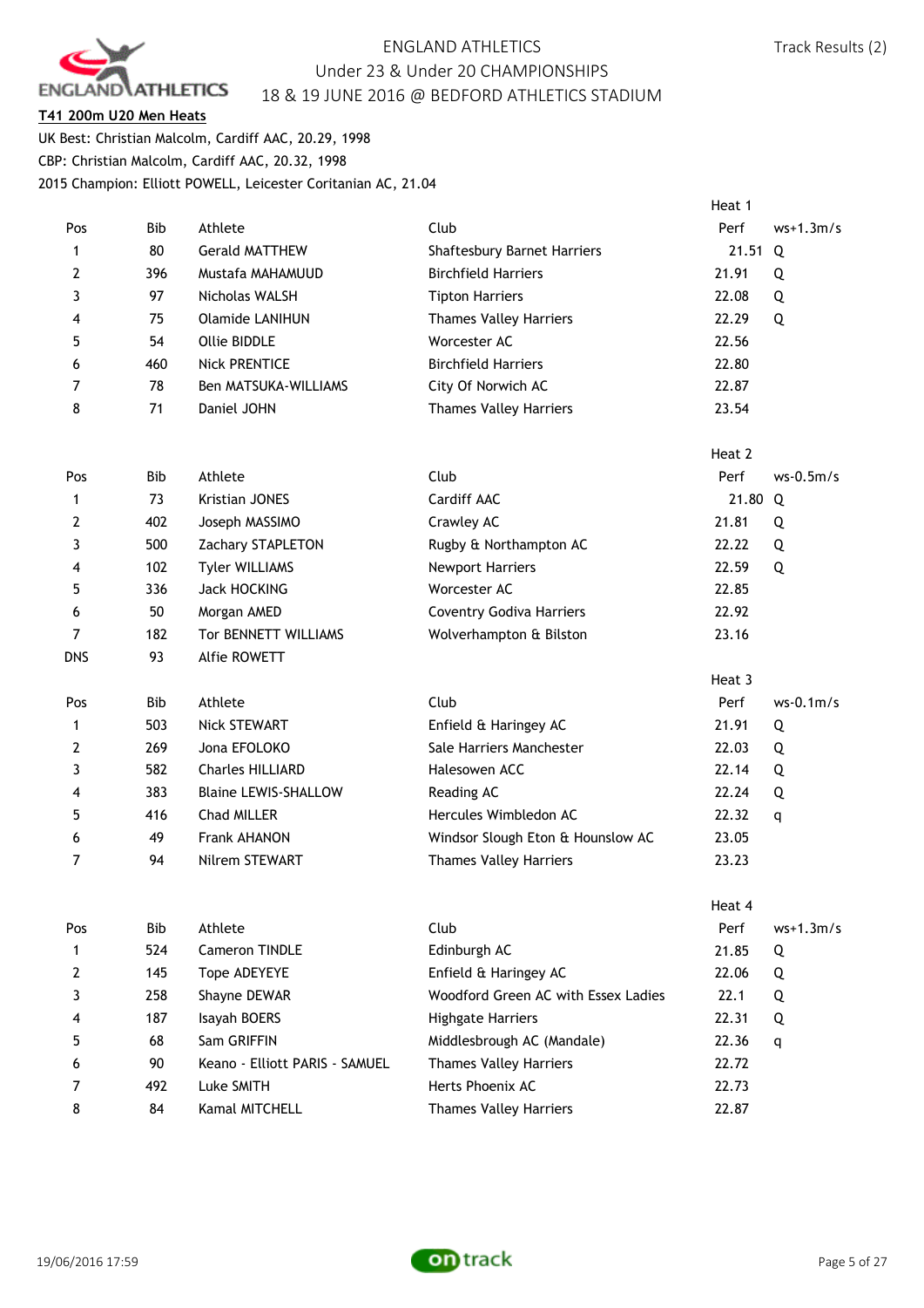# ENGLAND ATHLETICS

## Under 23 & Under 20 CHAMPIONSHIPS

### 18 & 19 JUNE 2016 @ BEDFORD ATHLETICS STADIUM

**T41 200m U20 Men Heats**

UK Best: Christian Malcolm, Cardiff AAC, 20.29, 1998

CBP: Christian Malcolm, Cardiff AAC, 20.32, 1998

2015 Champion: Elliott POWELL, Leicester Coritanian AC, 21.04

**Heat 1** (ws+1.3m/s)

| Pos | Bib | Athlete | Club | Perf | |
|---|---|---|---|---|---|
| 1 | 80 | Gerald MATTHEW | Shaftesbury Barnet Harriers | 21.51 | Q |
| 2 | 396 | Mustafa MAHAMUUD | Birchfield Harriers | 21.91 | Q |
| 3 | 97 | Nicholas WALSH | Tipton Harriers | 22.08 | Q |
| 4 | 75 | Olamide LANIHUN | Thames Valley Harriers | 22.29 | Q |
| 5 | 54 | Ollie BIDDLE | Worcester AC | 22.56 | |
| 6 | 460 | Nick PRENTICE | Birchfield Harriers | 22.80 | |
| 7 | 78 | Ben MATSUKA-WILLIAMS | City Of Norwich AC | 22.87 | |
| 8 | 71 | Daniel JOHN | Thames Valley Harriers | 23.54 | |

**Heat 2** (ws-0.5m/s)

| Pos | Bib | Athlete | Club | Perf | |
|---|---|---|---|---|---|
| 1 | 73 | Kristian JONES | Cardiff AAC | 21.80 | Q |
| 2 | 402 | Joseph MASSIMO | Crawley AC | 21.81 | Q |
| 3 | 500 | Zachary STAPLETON | Rugby & Northampton AC | 22.22 | Q |
| 4 | 102 | Tyler WILLIAMS | Newport Harriers | 22.59 | Q |
| 5 | 336 | Jack HOCKING | Worcester AC | 22.85 | |
| 6 | 50 | Morgan AMED | Coventry Godiva Harriers | 22.92 | |
| 7 | 182 | Tor BENNETT WILLIAMS | Wolverhampton & Bilston | 23.16 | |
| DNS | 93 | Alfie ROWETT | | | |

**Heat 3** (ws-0.1m/s)

| Pos | Bib | Athlete | Club | Perf | |
|---|---|---|---|---|---|
| 1 | 503 | Nick STEWART | Enfield & Haringey AC | 21.91 | Q |
| 2 | 269 | Jona EFOLOKO | Sale Harriers Manchester | 22.03 | Q |
| 3 | 582 | Charles HILLIARD | Halesowen ACC | 22.14 | Q |
| 4 | 383 | Blaine LEWIS-SHALLOW | Reading AC | 22.24 | Q |
| 5 | 416 | Chad MILLER | Hercules Wimbledon AC | 22.32 | q |
| 6 | 49 | Frank AHANON | Windsor Slough Eton & Hounslow AC | 23.05 | |
| 7 | 94 | Nilrem STEWART | Thames Valley Harriers | 23.23 | |

**Heat 4** (ws+1.3m/s)

| Pos | Bib | Athlete | Club | Perf | |
|---|---|---|---|---|---|
| 1 | 524 | Cameron TINDLE | Edinburgh AC | 21.85 | Q |
| 2 | 145 | Tope ADEYEYE | Enfield & Haringey AC | 22.06 | Q |
| 3 | 258 | Shayne DEWAR | Woodford Green AC with Essex Ladies | 22.1 | Q |
| 4 | 187 | Isayah BOERS | Highgate Harriers | 22.31 | Q |
| 5 | 68 | Sam GRIFFIN | Middlesbrough AC (Mandale) | 22.36 | q |
| 6 | 90 | Keano - Elliott PARIS - SAMUEL | Thames Valley Harriers | 22.72 | |
| 7 | 492 | Luke SMITH | Herts Phoenix AC | 22.73 | |
| 8 | 84 | Kamal MITCHELL | Thames Valley Harriers | 22.87 | |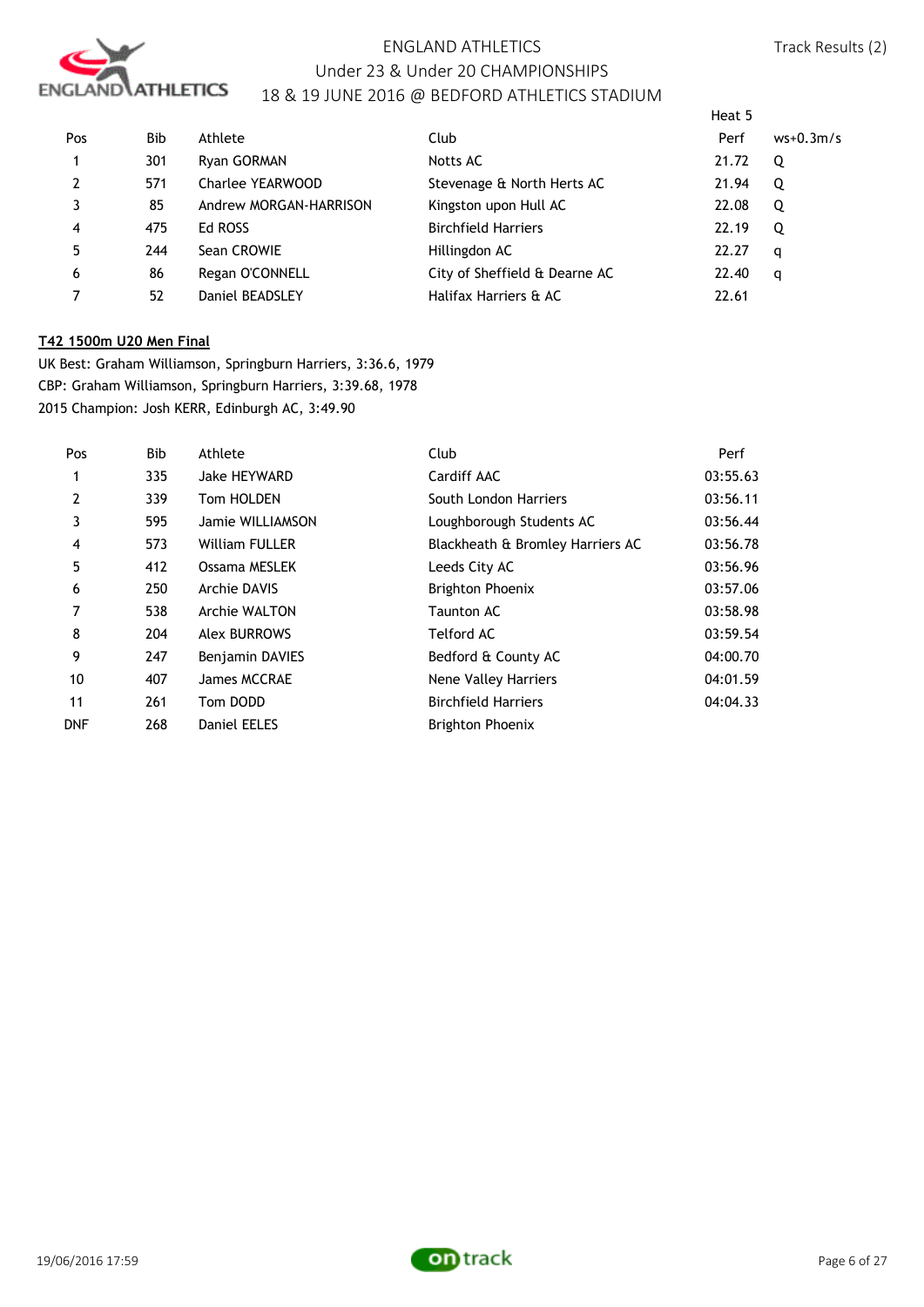Heat 5

| Pos | Bib | Athlete | Club | Perf | ws+0.3m/s |
|---|---|---|---|---|---|
| 1 | 301 | Ryan GORMAN | Notts AC | 21.72 | Q |
| 2 | 571 | Charlee YEARWOOD | Stevenage & North Herts AC | 21.94 | Q |
| 3 | 85 | Andrew MORGAN-HARRISON | Kingston upon Hull AC | 22.08 | Q |
| 4 | 475 | Ed ROSS | Birchfield Harriers | 22.19 | Q |
| 5 | 244 | Sean CROWIE | Hillingdon AC | 22.27 | q |
| 6 | 86 | Regan O'CONNELL | City of Sheffield & Dearne AC | 22.40 | q |
| 7 | 52 | Daniel BEADSLEY | Halifax Harriers & AC | 22.61 | |

**T42 1500m U20 Men Final**

UK Best: Graham Williamson, Springburn Harriers, 3:36.6, 1979
CBP: Graham Williamson, Springburn Harriers, 3:39.68, 1978
2015 Champion: Josh KERR, Edinburgh AC, 3:49.90

| Pos | Bib | Athlete | Club | Perf |
|---|---|---|---|---|
| 1 | 335 | Jake HEYWARD | Cardiff AAC | 03:55.63 |
| 2 | 339 | Tom HOLDEN | South London Harriers | 03:56.11 |
| 3 | 595 | Jamie WILLIAMSON | Loughborough Students AC | 03:56.44 |
| 4 | 573 | William FULLER | Blackheath & Bromley Harriers AC | 03:56.78 |
| 5 | 412 | Ossama MESLEK | Leeds City AC | 03:56.96 |
| 6 | 250 | Archie DAVIS | Brighton Phoenix | 03:57.06 |
| 7 | 538 | Archie WALTON | Taunton AC | 03:58.98 |
| 8 | 204 | Alex BURROWS | Telford AC | 03:59.54 |
| 9 | 247 | Benjamin DAVIES | Bedford & County AC | 04:00.70 |
| 10 | 407 | James MCCRAE | Nene Valley Harriers | 04:01.59 |
| 11 | 261 | Tom DODD | Birchfield Harriers | 04:04.33 |
| DNF | 268 | Daniel EELES | Brighton Phoenix | |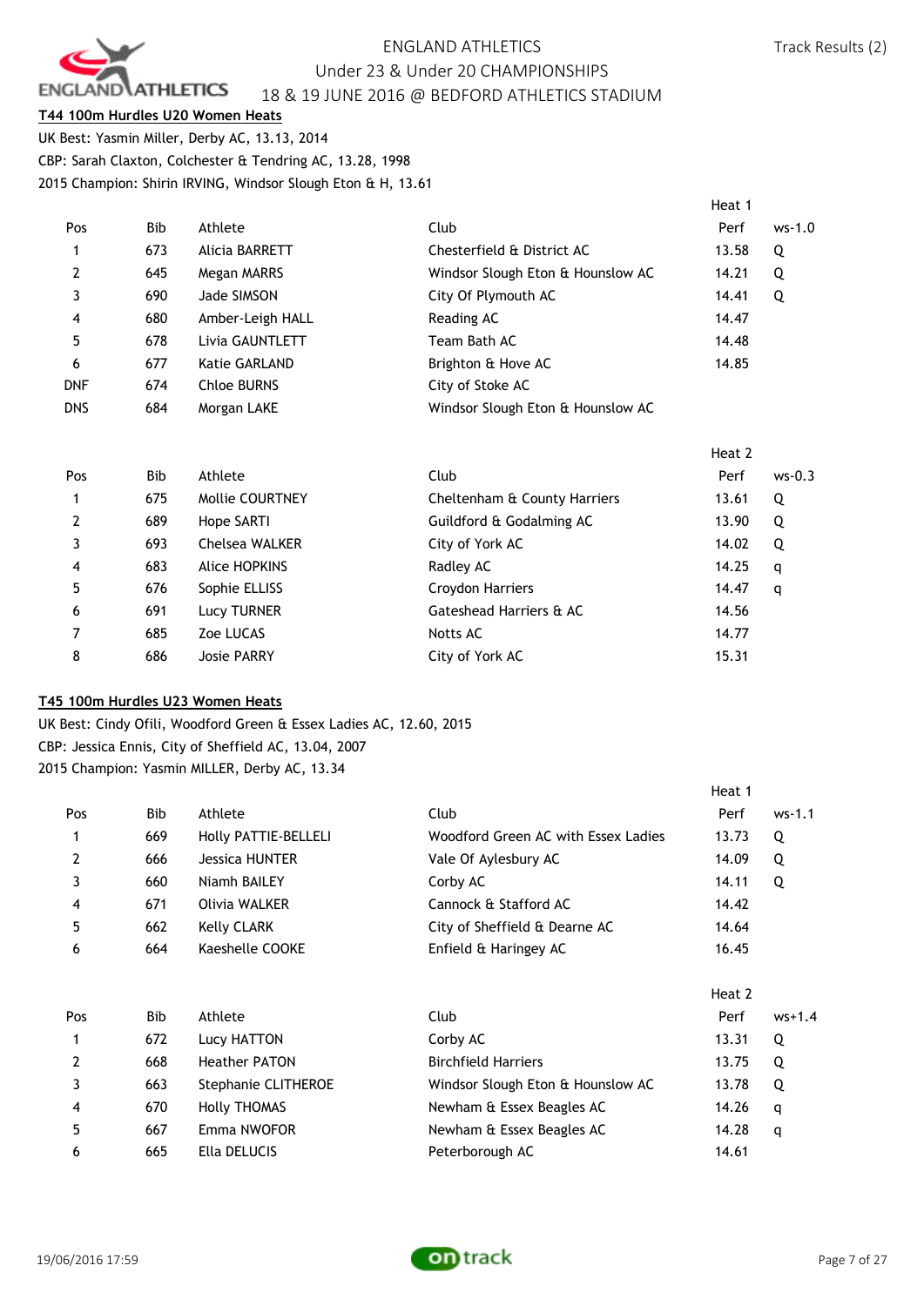## T44 100m Hurdles U20 Women Heats

UK Best: Yasmin Miller, Derby AC, 13.13, 2014
CBP: Sarah Claxton, Colchester & Tendring AC, 13.28, 1998
2015 Champion: Shirin IRVING, Windsor Slough Eton & H, 13.61

**Heat 1**

| Pos | Bib | Athlete | Club | Perf | ws-1.0 |
|---|---|---|---|---|---|
| 1 | 673 | Alicia BARRETT | Chesterfield & District AC | 13.58 | Q |
| 2 | 645 | Megan MARRS | Windsor Slough Eton & Hounslow AC | 14.21 | Q |
| 3 | 690 | Jade SIMSON | City Of Plymouth AC | 14.41 | Q |
| 4 | 680 | Amber-Leigh HALL | Reading AC | 14.47 | |
| 5 | 678 | Livia GAUNTLETT | Team Bath AC | 14.48 | |
| 6 | 677 | Katie GARLAND | Brighton & Hove AC | 14.85 | |
| DNF | 674 | Chloe BURNS | City of Stoke AC | | |
| DNS | 684 | Morgan LAKE | Windsor Slough Eton & Hounslow AC | | |

**Heat 2**

| Pos | Bib | Athlete | Club | Perf | ws-0.3 |
|---|---|---|---|---|---|
| 1 | 675 | Mollie COURTNEY | Cheltenham & County Harriers | 13.61 | Q |
| 2 | 689 | Hope SARTI | Guildford & Godalming AC | 13.90 | Q |
| 3 | 693 | Chelsea WALKER | City of York AC | 14.02 | Q |
| 4 | 683 | Alice HOPKINS | Radley AC | 14.25 | q |
| 5 | 676 | Sophie ELLISS | Croydon Harriers | 14.47 | q |
| 6 | 691 | Lucy TURNER | Gateshead Harriers & AC | 14.56 | |
| 7 | 685 | Zoe LUCAS | Notts AC | 14.77 | |
| 8 | 686 | Josie PARRY | City of York AC | 15.31 | |

## T45 100m Hurdles U23 Women Heats

UK Best: Cindy Ofili, Woodford Green & Essex Ladies AC, 12.60, 2015
CBP: Jessica Ennis, City of Sheffield AC, 13.04, 2007
2015 Champion: Yasmin MILLER, Derby AC, 13.34

**Heat 1**

| Pos | Bib | Athlete | Club | Perf | ws-1.1 |
|---|---|---|---|---|---|
| 1 | 669 | Holly PATTIE-BELLELI | Woodford Green AC with Essex Ladies | 13.73 | Q |
| 2 | 666 | Jessica HUNTER | Vale Of Aylesbury AC | 14.09 | Q |
| 3 | 660 | Niamh BAILEY | Corby AC | 14.11 | Q |
| 4 | 671 | Olivia WALKER | Cannock & Stafford AC | 14.42 | |
| 5 | 662 | Kelly CLARK | City of Sheffield & Dearne AC | 14.64 | |
| 6 | 664 | Kaeshelle COOKE | Enfield & Haringey AC | 16.45 | |

**Heat 2**

| Pos | Bib | Athlete | Club | Perf | ws+1.4 |
|---|---|---|---|---|---|
| 1 | 672 | Lucy HATTON | Corby AC | 13.31 | Q |
| 2 | 668 | Heather PATON | Birchfield Harriers | 13.75 | Q |
| 3 | 663 | Stephanie CLITHEROE | Windsor Slough Eton & Hounslow AC | 13.78 | Q |
| 4 | 670 | Holly THOMAS | Newham & Essex Beagles AC | 14.26 | q |
| 5 | 667 | Emma NWOFOR | Newham & Essex Beagles AC | 14.28 | q |
| 6 | 665 | Ella DELUCIS | Peterborough AC | 14.61 | |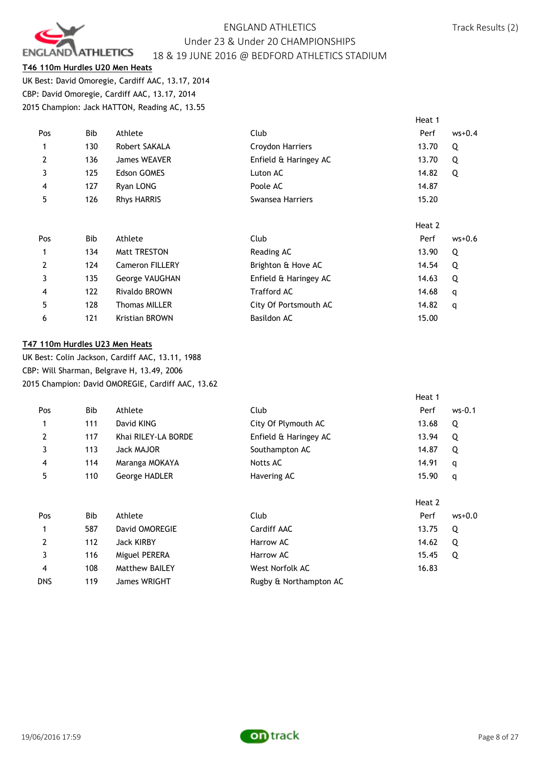ENGLAND ATHLETICS
Under 23 & Under 20 CHAMPIONSHIPS
18 & 19 JUNE 2016 @ BEDFORD ATHLETICS STADIUM

Track Results (2)

## T46 110m Hurdles U20 Men Heats

UK Best: David Omoregie, Cardiff AAC, 13.17, 2014
CBP: David Omoregie, Cardiff AAC, 13.17, 2014
2015 Champion: Jack HATTON, Reading AC, 13.55

**Heat 1**

| Pos | Bib | Athlete | Club | Perf | ws+0.4 |
|---|---|---|---|---|---|
| 1 | 130 | Robert SAKALA | Croydon Harriers | 13.70 | Q |
| 2 | 136 | James WEAVER | Enfield & Haringey AC | 13.70 | Q |
| 3 | 125 | Edson GOMES | Luton AC | 14.82 | Q |
| 4 | 127 | Ryan LONG | Poole AC | 14.87 | |
| 5 | 126 | Rhys HARRIS | Swansea Harriers | 15.20 | |

**Heat 2**

| Pos | Bib | Athlete | Club | Perf | ws+0.6 |
|---|---|---|---|---|---|
| 1 | 134 | Matt TRESTON | Reading AC | 13.90 | Q |
| 2 | 124 | Cameron FILLERY | Brighton & Hove AC | 14.54 | Q |
| 3 | 135 | George VAUGHAN | Enfield & Haringey AC | 14.63 | Q |
| 4 | 122 | Rivaldo BROWN | Trafford AC | 14.68 | q |
| 5 | 128 | Thomas MILLER | City Of Portsmouth AC | 14.82 | q |
| 6 | 121 | Kristian BROWN | Basildon AC | 15.00 | |

## T47 110m Hurdles U23 Men Heats

UK Best: Colin Jackson, Cardiff AAC, 13.11, 1988
CBP: Will Sharman, Belgrave H, 13.49, 2006
2015 Champion: David OMOREGIE, Cardiff AAC, 13.62

**Heat 1**

| Pos | Bib | Athlete | Club | Perf | ws-0.1 |
|---|---|---|---|---|---|
| 1 | 111 | David KING | City Of Plymouth AC | 13.68 | Q |
| 2 | 117 | Khai RILEY-LA BORDE | Enfield & Haringey AC | 13.94 | Q |
| 3 | 113 | Jack MAJOR | Southampton AC | 14.87 | Q |
| 4 | 114 | Maranga MOKAYA | Notts AC | 14.91 | q |
| 5 | 110 | George HADLER | Havering AC | 15.90 | q |

**Heat 2**

| Pos | Bib | Athlete | Club | Perf | ws+0.0 |
|---|---|---|---|---|---|
| 1 | 587 | David OMOREGIE | Cardiff AAC | 13.75 | Q |
| 2 | 112 | Jack KIRBY | Harrow AC | 14.62 | Q |
| 3 | 116 | Miguel PERERA | Harrow AC | 15.45 | Q |
| 4 | 108 | Matthew BAILEY | West Norfolk AC | 16.83 | |
| DNS | 119 | James WRIGHT | Rugby & Northampton AC | | |

19/06/2016 17:59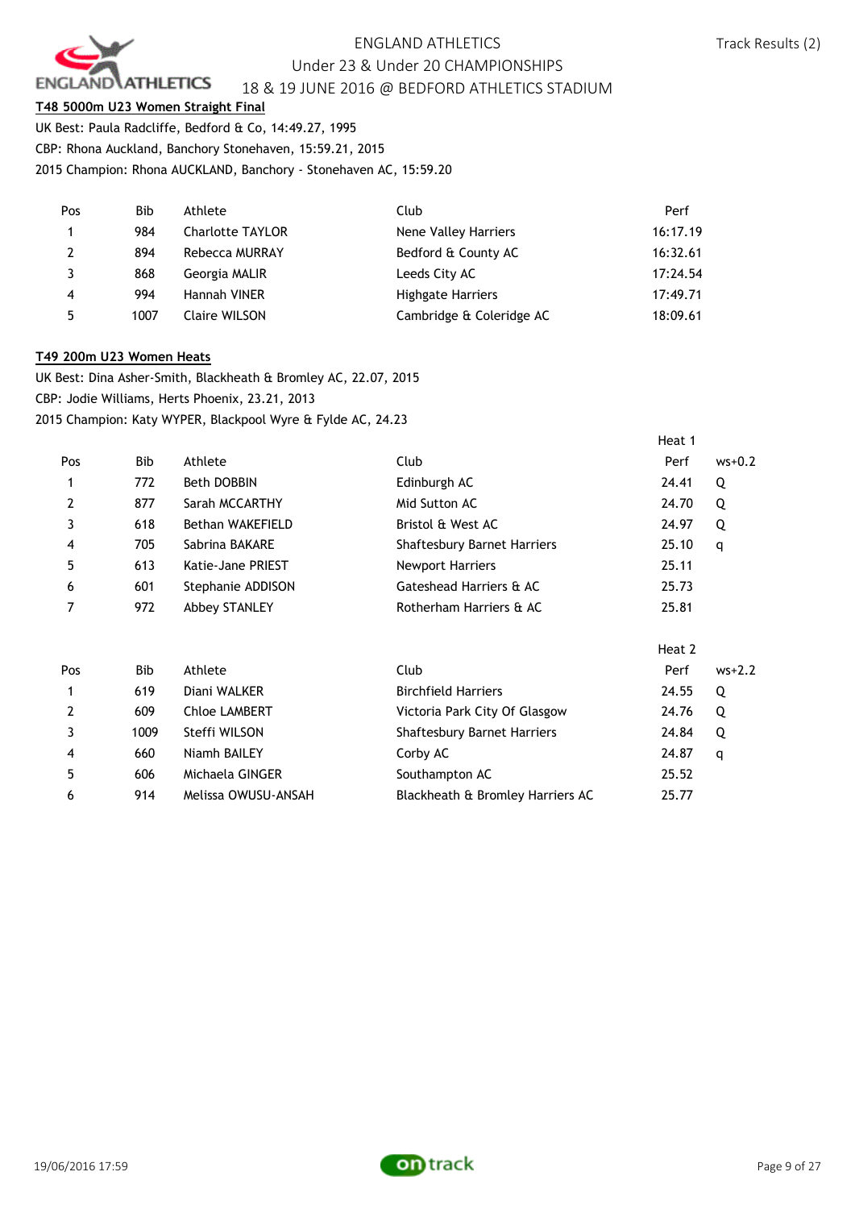### T48 5000m U23 Women Straight Final

UK Best: Paula Radcliffe, Bedford & Co, 14:49.27, 1995

CBP: Rhona Auckland, Banchory Stonehaven, 15:59.21, 2015

2015 Champion: Rhona AUCKLAND, Banchory - Stonehaven AC, 15:59.20

| Pos | Bib | Athlete | Club | Perf |
|---|---|---|---|---|
| 1 | 984 | Charlotte TAYLOR | Nene Valley Harriers | 16:17.19 |
| 2 | 894 | Rebecca MURRAY | Bedford & County AC | 16:32.61 |
| 3 | 868 | Georgia MALIR | Leeds City AC | 17:24.54 |
| 4 | 994 | Hannah VINER | Highgate Harriers | 17:49.71 |
| 5 | 1007 | Claire WILSON | Cambridge & Coleridge AC | 18:09.61 |

### T49 200m U23 Women Heats

UK Best: Dina Asher-Smith, Blackheath & Bromley AC, 22.07, 2015

CBP: Jodie Williams, Herts Phoenix, 23.21, 2013

2015 Champion: Katy WYPER, Blackpool Wyre & Fylde AC, 24.23

Heat 1

| Pos | Bib | Athlete | Club | Perf | ws+0.2 |
|---|---|---|---|---|---|
| 1 | 772 | Beth DOBBIN | Edinburgh AC | 24.41 | Q |
| 2 | 877 | Sarah MCCARTHY | Mid Sutton AC | 24.70 | Q |
| 3 | 618 | Bethan WAKEFIELD | Bristol & West AC | 24.97 | Q |
| 4 | 705 | Sabrina BAKARE | Shaftesbury Barnet Harriers | 25.10 | q |
| 5 | 613 | Katie-Jane PRIEST | Newport Harriers | 25.11 | |
| 6 | 601 | Stephanie ADDISON | Gateshead Harriers & AC | 25.73 | |
| 7 | 972 | Abbey STANLEY | Rotherham Harriers & AC | 25.81 | |

Heat 2

| Pos | Bib | Athlete | Club | Perf | ws+2.2 |
|---|---|---|---|---|---|
| 1 | 619 | Diani WALKER | Birchfield Harriers | 24.55 | Q |
| 2 | 609 | Chloe LAMBERT | Victoria Park City Of Glasgow | 24.76 | Q |
| 3 | 1009 | Steffi WILSON | Shaftesbury Barnet Harriers | 24.84 | Q |
| 4 | 660 | Niamh BAILEY | Corby AC | 24.87 | q |
| 5 | 606 | Michaela GINGER | Southampton AC | 25.52 | |
| 6 | 914 | Melissa OWUSU-ANSAH | Blackheath & Bromley Harriers AC | 25.77 | |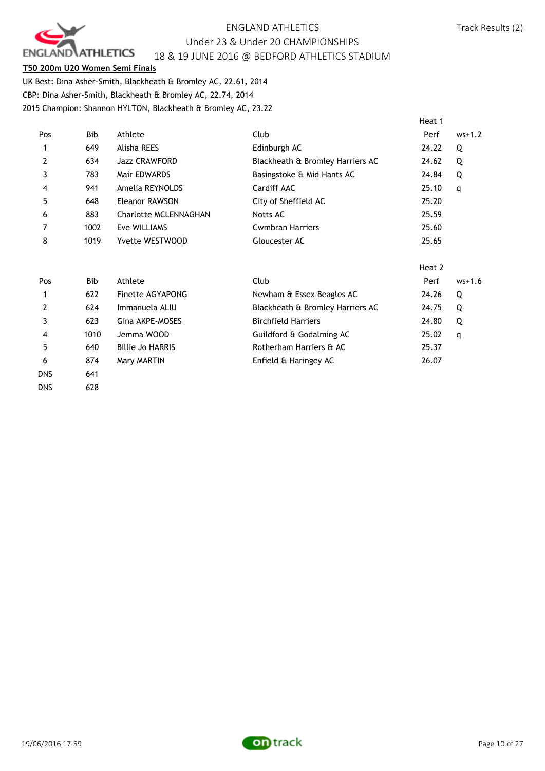**T50 200m U20 Women Semi Finals**

UK Best: Dina Asher-Smith, Blackheath & Bromley AC, 22.61, 2014

CBP: Dina Asher-Smith, Blackheath & Bromley AC, 22.74, 2014

2015 Champion: Shannon HYLTON, Blackheath & Bromley AC, 23.22

Heat 1

| Pos | Bib | Athlete | Club | Perf | ws+1.2 |
|---|---|---|---|---|---|
| 1 | 649 | Alisha REES | Edinburgh AC | 24.22 | Q |
| 2 | 634 | Jazz CRAWFORD | Blackheath & Bromley Harriers AC | 24.62 | Q |
| 3 | 783 | Mair EDWARDS | Basingstoke & Mid Hants AC | 24.84 | Q |
| 4 | 941 | Amelia REYNOLDS | Cardiff AAC | 25.10 | q |
| 5 | 648 | Eleanor RAWSON | City of Sheffield AC | 25.20 | |
| 6 | 883 | Charlotte MCLENNAGHAN | Notts AC | 25.59 | |
| 7 | 1002 | Eve WILLIAMS | Cwmbran Harriers | 25.60 | |
| 8 | 1019 | Yvette WESTWOOD | Gloucester AC | 25.65 | |

Heat 2

| Pos | Bib | Athlete | Club | Perf | ws+1.6 |
|---|---|---|---|---|---|
| 1 | 622 | Finette AGYAPONG | Newham & Essex Beagles AC | 24.26 | Q |
| 2 | 624 | Immanuela ALIU | Blackheath & Bromley Harriers AC | 24.75 | Q |
| 3 | 623 | Gina AKPE-MOSES | Birchfield Harriers | 24.80 | Q |
| 4 | 1010 | Jemma WOOD | Guildford & Godalming AC | 25.02 | q |
| 5 | 640 | Billie Jo HARRIS | Rotherham Harriers & AC | 25.37 | |
| 6 | 874 | Mary MARTIN | Enfield & Haringey AC | 26.07 | |
| DNS | 641 | | | | |
| DNS | 628 | | | | |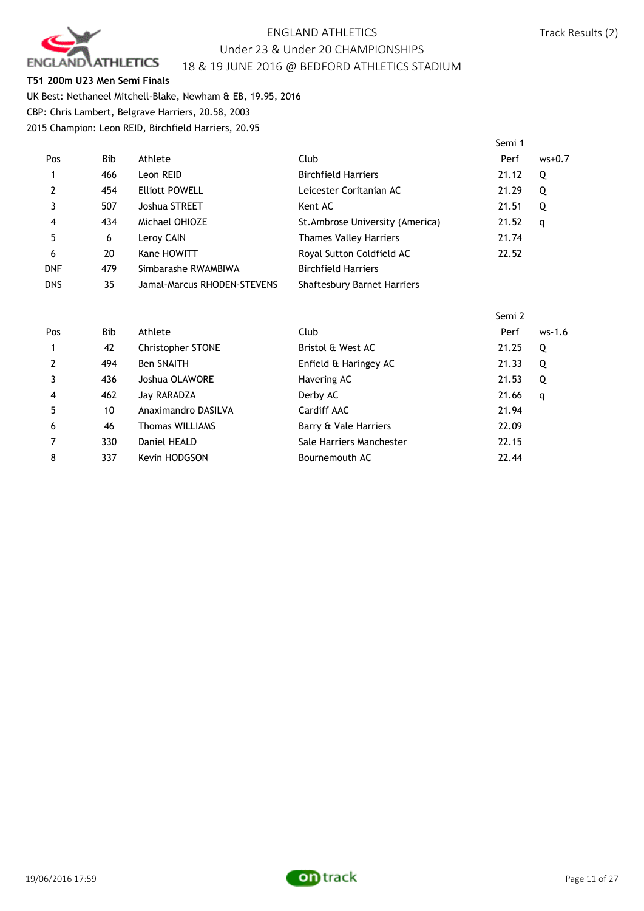ENGLAND ATHLETICS
Under 23 & Under 20 CHAMPIONSHIPS
18 & 19 JUNE 2016 @ BEDFORD ATHLETICS STADIUM

**T51 200m U23 Men Semi Finals**

UK Best: Nethaneel Mitchell-Blake, Newham & EB, 19.95, 2016
CBP: Chris Lambert, Belgrave Harriers, 20.58, 2003
2015 Champion: Leon REID, Birchfield Harriers, 20.95

Semi 1

| Pos | Bib | Athlete | Club | Perf | ws+0.7 |
|---|---|---|---|---|---|
| 1 | 466 | Leon REID | Birchfield Harriers | 21.12 | Q |
| 2 | 454 | Elliott POWELL | Leicester Coritanian AC | 21.29 | Q |
| 3 | 507 | Joshua STREET | Kent AC | 21.51 | Q |
| 4 | 434 | Michael OHIOZE | St.Ambrose University (America) | 21.52 | q |
| 5 | 6 | Leroy CAIN | Thames Valley Harriers | 21.74 | |
| 6 | 20 | Kane HOWITT | Royal Sutton Coldfield AC | 22.52 | |
| DNF | 479 | Simbarashe RWAMBIWA | Birchfield Harriers | | |
| DNS | 35 | Jamal-Marcus RHODEN-STEVENS | Shaftesbury Barnet Harriers | | |

Semi 2

| Pos | Bib | Athlete | Club | Perf | ws-1.6 |
|---|---|---|---|---|---|
| 1 | 42 | Christopher STONE | Bristol & West AC | 21.25 | Q |
| 2 | 494 | Ben SNAITH | Enfield & Haringey AC | 21.33 | Q |
| 3 | 436 | Joshua OLAWORE | Havering AC | 21.53 | Q |
| 4 | 462 | Jay RARADZA | Derby AC | 21.66 | q |
| 5 | 10 | Anaximandro DASILVA | Cardiff AAC | 21.94 | |
| 6 | 46 | Thomas WILLIAMS | Barry & Vale Harriers | 22.09 | |
| 7 | 330 | Daniel HEALD | Sale Harriers Manchester | 22.15 | |
| 8 | 337 | Kevin HODGSON | Bournemouth AC | 22.44 | |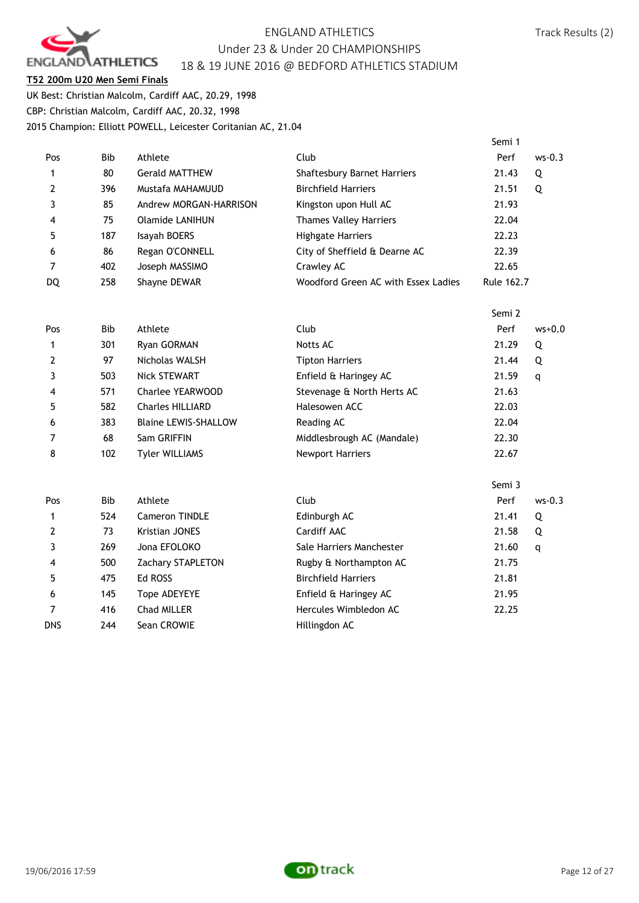ENGLAND ATHLETICS
Under 23 & Under 20 CHAMPIONSHIPS
18 & 19 JUNE 2016 @ BEDFORD ATHLETICS STADIUM

**T52 200m U20 Men Semi Finals**

UK Best: Christian Malcolm, Cardiff AAC, 20.29, 1998
CBP: Christian Malcolm, Cardiff AAC, 20.32, 1998
2015 Champion: Elliott POWELL, Leicester Coritanian AC, 21.04

Semi 1

| Pos | Bib | Athlete | Club | Perf | ws-0.3 |
|---|---|---|---|---|---|
| 1 | 80 | Gerald MATTHEW | Shaftesbury Barnet Harriers | 21.43 | Q |
| 2 | 396 | Mustafa MAHAMUUD | Birchfield Harriers | 21.51 | Q |
| 3 | 85 | Andrew MORGAN-HARRISON | Kingston upon Hull AC | 21.93 | |
| 4 | 75 | Olamide LANIHUN | Thames Valley Harriers | 22.04 | |
| 5 | 187 | Isayah BOERS | Highgate Harriers | 22.23 | |
| 6 | 86 | Regan O'CONNELL | City of Sheffield & Dearne AC | 22.39 | |
| 7 | 402 | Joseph MASSIMO | Crawley AC | 22.65 | |
| DQ | 258 | Shayne DEWAR | Woodford Green AC with Essex Ladies | Rule 162.7 | |

Semi 2

| Pos | Bib | Athlete | Club | Perf | ws+0.0 |
|---|---|---|---|---|---|
| 1 | 301 | Ryan GORMAN | Notts AC | 21.29 | Q |
| 2 | 97 | Nicholas WALSH | Tipton Harriers | 21.44 | Q |
| 3 | 503 | Nick STEWART | Enfield & Haringey AC | 21.59 | q |
| 4 | 571 | Charlee YEARWOOD | Stevenage & North Herts AC | 21.63 | |
| 5 | 582 | Charles HILLIARD | Halesowen ACC | 22.03 | |
| 6 | 383 | Blaine LEWIS-SHALLOW | Reading AC | 22.04 | |
| 7 | 68 | Sam GRIFFIN | Middlesbrough AC (Mandale) | 22.30 | |
| 8 | 102 | Tyler WILLIAMS | Newport Harriers | 22.67 | |

Semi 3

| Pos | Bib | Athlete | Club | Perf | ws-0.3 |
|---|---|---|---|---|---|
| 1 | 524 | Cameron TINDLE | Edinburgh AC | 21.41 | Q |
| 2 | 73 | Kristian JONES | Cardiff AAC | 21.58 | Q |
| 3 | 269 | Jona EFOLOKO | Sale Harriers Manchester | 21.60 | q |
| 4 | 500 | Zachary STAPLETON | Rugby & Northampton AC | 21.75 | |
| 5 | 475 | Ed ROSS | Birchfield Harriers | 21.81 | |
| 6 | 145 | Tope ADEYEYE | Enfield & Haringey AC | 21.95 | |
| 7 | 416 | Chad MILLER | Hercules Wimbledon AC | 22.25 | |
| DNS | 244 | Sean CROWIE | Hillingdon AC | | |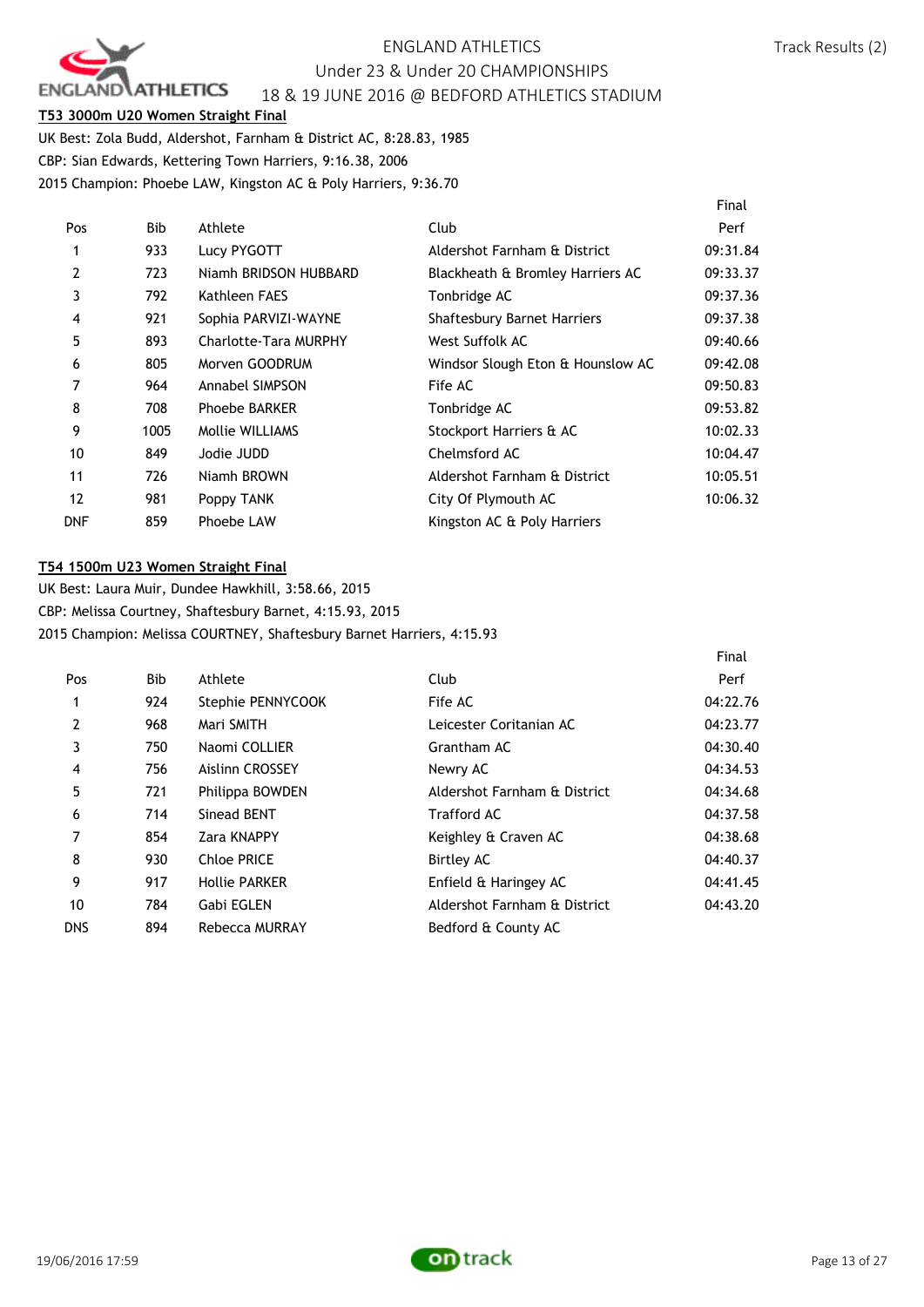ENGLAND ATHLETICS
Under 23 & Under 20 CHAMPIONSHIPS
18 & 19 JUNE 2016 @ BEDFORD ATHLETICS STADIUM

**T53 3000m U20 Women Straight Final**

UK Best: Zola Budd, Aldershot, Farnham & District AC, 8:28.83, 1985
CBP: Sian Edwards, Kettering Town Harriers, 9:16.38, 2006
2015 Champion: Phoebe LAW, Kingston AC & Poly Harriers, 9:36.70

| Pos | Bib | Athlete | Club | Final Perf |
|---|---|---|---|---|
| 1 | 933 | Lucy PYGOTT | Aldershot Farnham & District | 09:31.84 |
| 2 | 723 | Niamh BRIDSON HUBBARD | Blackheath & Bromley Harriers AC | 09:33.37 |
| 3 | 792 | Kathleen FAES | Tonbridge AC | 09:37.36 |
| 4 | 921 | Sophia PARVIZI-WAYNE | Shaftesbury Barnet Harriers | 09:37.38 |
| 5 | 893 | Charlotte-Tara MURPHY | West Suffolk AC | 09:40.66 |
| 6 | 805 | Morven GOODRUM | Windsor Slough Eton & Hounslow AC | 09:42.08 |
| 7 | 964 | Annabel SIMPSON | Fife AC | 09:50.83 |
| 8 | 708 | Phoebe BARKER | Tonbridge AC | 09:53.82 |
| 9 | 1005 | Mollie WILLIAMS | Stockport Harriers & AC | 10:02.33 |
| 10 | 849 | Jodie JUDD | Chelmsford AC | 10:04.47 |
| 11 | 726 | Niamh BROWN | Aldershot Farnham & District | 10:05.51 |
| 12 | 981 | Poppy TANK | City Of Plymouth AC | 10:06.32 |
| DNF | 859 | Phoebe LAW | Kingston AC & Poly Harriers | |

**T54 1500m U23 Women Straight Final**

UK Best: Laura Muir, Dundee Hawkhill, 3:58.66, 2015
CBP: Melissa Courtney, Shaftesbury Barnet, 4:15.93, 2015
2015 Champion: Melissa COURTNEY, Shaftesbury Barnet Harriers, 4:15.93

| Pos | Bib | Athlete | Club | Final Perf |
|---|---|---|---|---|
| 1 | 924 | Stephie PENNYCOOK | Fife AC | 04:22.76 |
| 2 | 968 | Mari SMITH | Leicester Coritanian AC | 04:23.77 |
| 3 | 750 | Naomi COLLIER | Grantham AC | 04:30.40 |
| 4 | 756 | Aislinn CROSSEY | Newry AC | 04:34.53 |
| 5 | 721 | Philippa BOWDEN | Aldershot Farnham & District | 04:34.68 |
| 6 | 714 | Sinead BENT | Trafford AC | 04:37.58 |
| 7 | 854 | Zara KNAPPY | Keighley & Craven AC | 04:38.68 |
| 8 | 930 | Chloe PRICE | Birtley AC | 04:40.37 |
| 9 | 917 | Hollie PARKER | Enfield & Haringey AC | 04:41.45 |
| 10 | 784 | Gabi EGLEN | Aldershot Farnham & District | 04:43.20 |
| DNS | 894 | Rebecca MURRAY | Bedford & County AC | |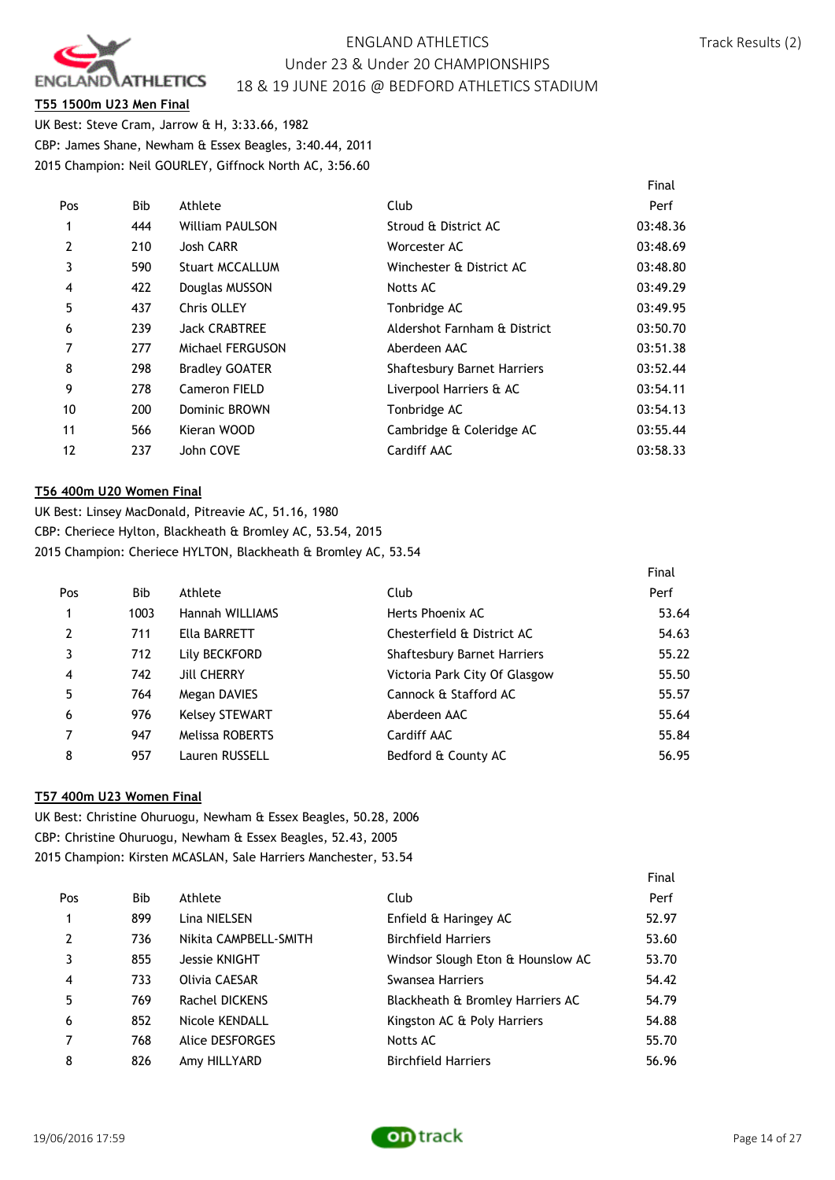### T55 1500m U23 Men Final

UK Best: Steve Cram, Jarrow & H, 3:33.66, 1982
CBP: James Shane, Newham & Essex Beagles, 3:40.44, 2011
2015 Champion: Neil GOURLEY, Giffnock North AC, 3:56.60

| Pos | Bib | Athlete | Club | Final Perf |
|---|---|---|---|---|
| 1 | 444 | William PAULSON | Stroud & District AC | 03:48.36 |
| 2 | 210 | Josh CARR | Worcester AC | 03:48.69 |
| 3 | 590 | Stuart MCCALLUM | Winchester & District AC | 03:48.80 |
| 4 | 422 | Douglas MUSSON | Notts AC | 03:49.29 |
| 5 | 437 | Chris OLLEY | Tonbridge AC | 03:49.95 |
| 6 | 239 | Jack CRABTREE | Aldershot Farnham & District | 03:50.70 |
| 7 | 277 | Michael FERGUSON | Aberdeen AAC | 03:51.38 |
| 8 | 298 | Bradley GOATER | Shaftesbury Barnet Harriers | 03:52.44 |
| 9 | 278 | Cameron FIELD | Liverpool Harriers & AC | 03:54.11 |
| 10 | 200 | Dominic BROWN | Tonbridge AC | 03:54.13 |
| 11 | 566 | Kieran WOOD | Cambridge & Coleridge AC | 03:55.44 |
| 12 | 237 | John COVE | Cardiff AAC | 03:58.33 |

### T56 400m U20 Women Final

UK Best: Linsey MacDonald, Pitreavie AC, 51.16, 1980
CBP: Cheriece Hylton, Blackheath & Bromley AC, 53.54, 2015
2015 Champion: Cheriece HYLTON, Blackheath & Bromley AC, 53.54

| Pos | Bib | Athlete | Club | Final Perf |
|---|---|---|---|---|
| 1 | 1003 | Hannah WILLIAMS | Herts Phoenix AC | 53.64 |
| 2 | 711 | Ella BARRETT | Chesterfield & District AC | 54.63 |
| 3 | 712 | Lily BECKFORD | Shaftesbury Barnet Harriers | 55.22 |
| 4 | 742 | Jill CHERRY | Victoria Park City Of Glasgow | 55.50 |
| 5 | 764 | Megan DAVIES | Cannock & Stafford AC | 55.57 |
| 6 | 976 | Kelsey STEWART | Aberdeen AAC | 55.64 |
| 7 | 947 | Melissa ROBERTS | Cardiff AAC | 55.84 |
| 8 | 957 | Lauren RUSSELL | Bedford & County AC | 56.95 |

### T57 400m U23 Women Final

UK Best: Christine Ohuruogu, Newham & Essex Beagles, 50.28, 2006
CBP: Christine Ohuruogu, Newham & Essex Beagles, 52.43, 2005
2015 Champion: Kirsten MCASLAN, Sale Harriers Manchester, 53.54

| Pos | Bib | Athlete | Club | Final Perf |
|---|---|---|---|---|
| 1 | 899 | Lina NIELSEN | Enfield & Haringey AC | 52.97 |
| 2 | 736 | Nikita CAMPBELL-SMITH | Birchfield Harriers | 53.60 |
| 3 | 855 | Jessie KNIGHT | Windsor Slough Eton & Hounslow AC | 53.70 |
| 4 | 733 | Olivia CAESAR | Swansea Harriers | 54.42 |
| 5 | 769 | Rachel DICKENS | Blackheath & Bromley Harriers AC | 54.79 |
| 6 | 852 | Nicole KENDALL | Kingston AC & Poly Harriers | 54.88 |
| 7 | 768 | Alice DESFORGES | Notts AC | 55.70 |
| 8 | 826 | Amy HILLYARD | Birchfield Harriers | 56.96 |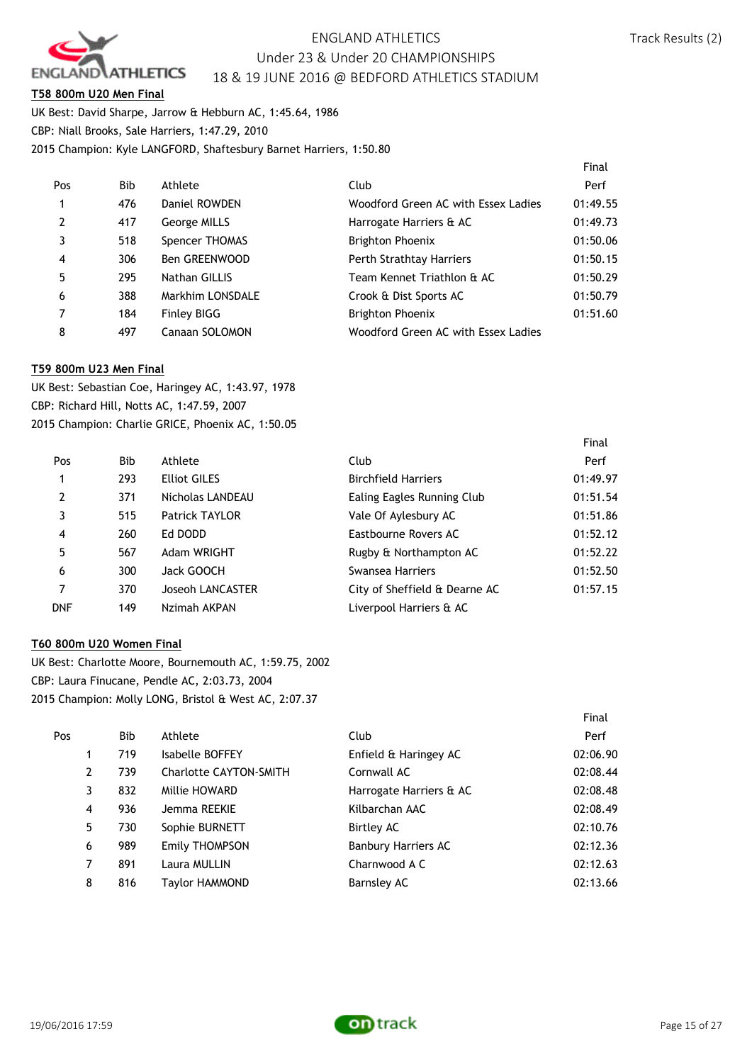ENGLAND ATHLETICS
Under 23 & Under 20 CHAMPIONSHIPS
18 & 19 JUNE 2016 @ BEDFORD ATHLETICS STADIUM

**T58 800m U20 Men Final**

UK Best: David Sharpe, Jarrow & Hebburn AC, 1:45.64, 1986
CBP: Niall Brooks, Sale Harriers, 1:47.29, 2010
2015 Champion: Kyle LANGFORD, Shaftesbury Barnet Harriers, 1:50.80

| Pos | Bib | Athlete | Club | Final Perf |
|---|---|---|---|---|
| 1 | 476 | Daniel ROWDEN | Woodford Green AC with Essex Ladies | 01:49.55 |
| 2 | 417 | George MILLS | Harrogate Harriers & AC | 01:49.73 |
| 3 | 518 | Spencer THOMAS | Brighton Phoenix | 01:50.06 |
| 4 | 306 | Ben GREENWOOD | Perth Strathtay Harriers | 01:50.15 |
| 5 | 295 | Nathan GILLIS | Team Kennet Triathlon & AC | 01:50.29 |
| 6 | 388 | Markhim LONSDALE | Crook & Dist Sports AC | 01:50.79 |
| 7 | 184 | Finley BIGG | Brighton Phoenix | 01:51.60 |
| 8 | 497 | Canaan SOLOMON | Woodford Green AC with Essex Ladies | |

**T59 800m U23 Men Final**

UK Best: Sebastian Coe, Haringey AC, 1:43.97, 1978
CBP: Richard Hill, Notts AC, 1:47.59, 2007
2015 Champion: Charlie GRICE, Phoenix AC, 1:50.05

| Pos | Bib | Athlete | Club | Final Perf |
|---|---|---|---|---|
| 1 | 293 | Elliot GILES | Birchfield Harriers | 01:49.97 |
| 2 | 371 | Nicholas LANDEAU | Ealing Eagles Running Club | 01:51.54 |
| 3 | 515 | Patrick TAYLOR | Vale Of Aylesbury AC | 01:51.86 |
| 4 | 260 | Ed DODD | Eastbourne Rovers AC | 01:52.12 |
| 5 | 567 | Adam WRIGHT | Rugby & Northampton AC | 01:52.22 |
| 6 | 300 | Jack GOOCH | Swansea Harriers | 01:52.50 |
| 7 | 370 | Joseoh LANCASTER | City of Sheffield & Dearne AC | 01:57.15 |
| DNF | 149 | Nzimah AKPAN | Liverpool Harriers & AC | |

**T60 800m U20 Women Final**

UK Best: Charlotte Moore, Bournemouth AC, 1:59.75, 2002
CBP: Laura Finucane, Pendle AC, 2:03.73, 2004
2015 Champion: Molly LONG, Bristol & West AC, 2:07.37

| Pos | Bib | Athlete | Club | Final Perf |
|---|---|---|---|---|
| 1 | 719 | Isabelle BOFFEY | Enfield & Haringey AC | 02:06.90 |
| 2 | 739 | Charlotte CAYTON-SMITH | Cornwall AC | 02:08.44 |
| 3 | 832 | Millie HOWARD | Harrogate Harriers & AC | 02:08.48 |
| 4 | 936 | Jemma REEKIE | Kilbarchan AAC | 02:08.49 |
| 5 | 730 | Sophie BURNETT | Birtley AC | 02:10.76 |
| 6 | 989 | Emily THOMPSON | Banbury Harriers AC | 02:12.36 |
| 7 | 891 | Laura MULLIN | Charnwood A C | 02:12.63 |
| 8 | 816 | Taylor HAMMOND | Barnsley AC | 02:13.66 |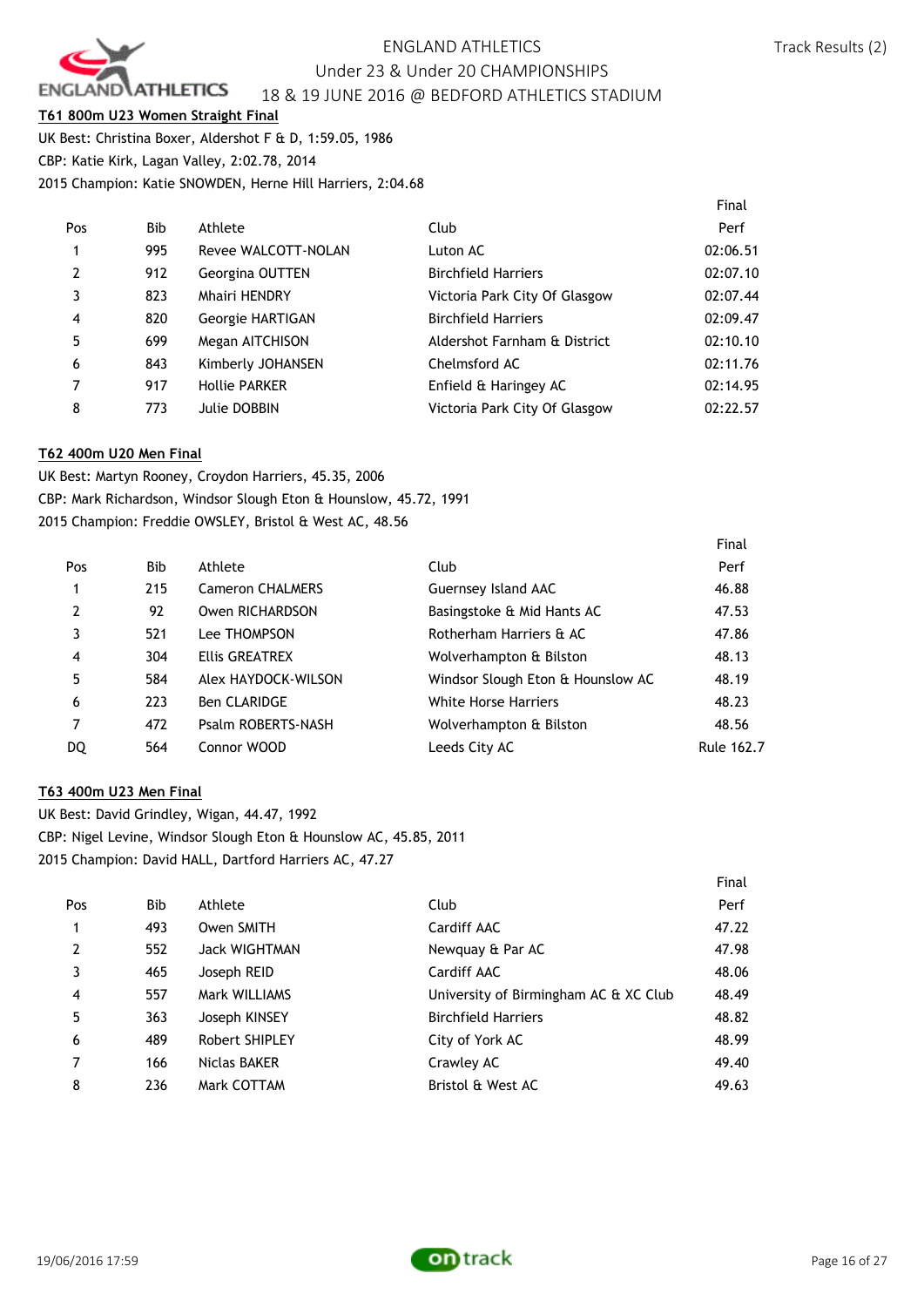ENGLAND ATHLETICS

Under 23 & Under 20 CHAMPIONSHIPS

18 & 19 JUNE 2016 @ BEDFORD ATHLETICS STADIUM

**T61 800m U23 Women Straight Final**

UK Best: Christina Boxer, Aldershot F & D, 1:59.05, 1986

CBP: Katie Kirk, Lagan Valley, 2:02.78, 2014

2015 Champion: Katie SNOWDEN, Herne Hill Harriers, 2:04.68

| Pos | Bib | Athlete | Club | Final Perf |
|---|---|---|---|---|
| 1 | 995 | Revee WALCOTT-NOLAN | Luton AC | 02:06.51 |
| 2 | 912 | Georgina OUTTEN | Birchfield Harriers | 02:07.10 |
| 3 | 823 | Mhairi HENDRY | Victoria Park City Of Glasgow | 02:07.44 |
| 4 | 820 | Georgie HARTIGAN | Birchfield Harriers | 02:09.47 |
| 5 | 699 | Megan AITCHISON | Aldershot Farnham & District | 02:10.10 |
| 6 | 843 | Kimberly JOHANSEN | Chelmsford AC | 02:11.76 |
| 7 | 917 | Hollie PARKER | Enfield & Haringey AC | 02:14.95 |
| 8 | 773 | Julie DOBBIN | Victoria Park City Of Glasgow | 02:22.57 |

**T62 400m U20 Men Final**

UK Best: Martyn Rooney, Croydon Harriers, 45.35, 2006

CBP: Mark Richardson, Windsor Slough Eton & Hounslow, 45.72, 1991

2015 Champion: Freddie OWSLEY, Bristol & West AC, 48.56

| Pos | Bib | Athlete | Club | Final Perf |
|---|---|---|---|---|
| 1 | 215 | Cameron CHALMERS | Guernsey Island AAC | 46.88 |
| 2 | 92 | Owen RICHARDSON | Basingstoke & Mid Hants AC | 47.53 |
| 3 | 521 | Lee THOMPSON | Rotherham Harriers & AC | 47.86 |
| 4 | 304 | Ellis GREATREX | Wolverhampton & Bilston | 48.13 |
| 5 | 584 | Alex HAYDOCK-WILSON | Windsor Slough Eton & Hounslow AC | 48.19 |
| 6 | 223 | Ben CLARIDGE | White Horse Harriers | 48.23 |
| 7 | 472 | Psalm ROBERTS-NASH | Wolverhampton & Bilston | 48.56 |
| DQ | 564 | Connor WOOD | Leeds City AC | Rule 162.7 |

**T63 400m U23 Men Final**

UK Best: David Grindley, Wigan, 44.47, 1992

CBP: Nigel Levine, Windsor Slough Eton & Hounslow AC, 45.85, 2011

2015 Champion: David HALL, Dartford Harriers AC, 47.27

| Pos | Bib | Athlete | Club | Final Perf |
|---|---|---|---|---|
| 1 | 493 | Owen SMITH | Cardiff AAC | 47.22 |
| 2 | 552 | Jack WIGHTMAN | Newquay & Par AC | 47.98 |
| 3 | 465 | Joseph REID | Cardiff AAC | 48.06 |
| 4 | 557 | Mark WILLIAMS | University of Birmingham AC & XC Club | 48.49 |
| 5 | 363 | Joseph KINSEY | Birchfield Harriers | 48.82 |
| 6 | 489 | Robert SHIPLEY | City of York AC | 48.99 |
| 7 | 166 | Niclas BAKER | Crawley AC | 49.40 |
| 8 | 236 | Mark COTTAM | Bristol & West AC | 49.63 |

19/06/2016 17:59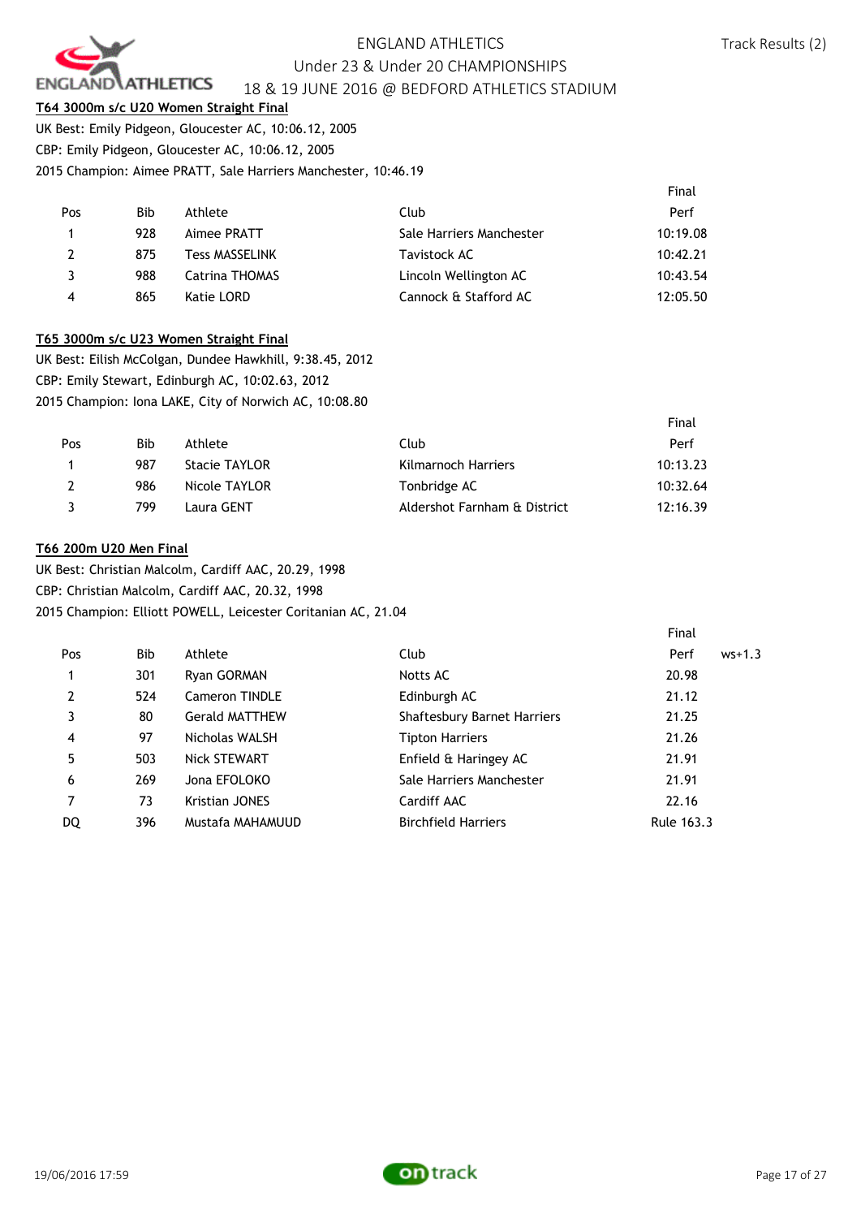### T64 3000m s/c U20 Women Straight Final

UK Best: Emily Pidgeon, Gloucester AC, 10:06.12, 2005
CBP: Emily Pidgeon, Gloucester AC, 10:06.12, 2005
2015 Champion: Aimee PRATT, Sale Harriers Manchester, 10:46.19

| Pos | Bib | Athlete | Club | Final Perf |
|---|---|---|---|---|
| 1 | 928 | Aimee PRATT | Sale Harriers Manchester | 10:19.08 |
| 2 | 875 | Tess MASSELINK | Tavistock AC | 10:42.21 |
| 3 | 988 | Catrina THOMAS | Lincoln Wellington AC | 10:43.54 |
| 4 | 865 | Katie LORD | Cannock & Stafford AC | 12:05.50 |

### T65 3000m s/c U23 Women Straight Final

UK Best: Eilish McColgan, Dundee Hawkhill, 9:38.45, 2012
CBP: Emily Stewart, Edinburgh AC, 10:02.63, 2012
2015 Champion: Iona LAKE, City of Norwich AC, 10:08.80

| Pos | Bib | Athlete | Club | Final Perf |
|---|---|---|---|---|
| 1 | 987 | Stacie TAYLOR | Kilmarnoch Harriers | 10:13.23 |
| 2 | 986 | Nicole TAYLOR | Tonbridge AC | 10:32.64 |
| 3 | 799 | Laura GENT | Aldershot Farnham & District | 12:16.39 |

### T66 200m U20 Men Final

UK Best: Christian Malcolm, Cardiff AAC, 20.29, 1998
CBP: Christian Malcolm, Cardiff AAC, 20.32, 1998
2015 Champion: Elliott POWELL, Leicester Coritanian AC, 21.04

| Pos | Bib | Athlete | Club | Final Perf | ws+1.3 |
|---|---|---|---|---|---|
| 1 | 301 | Ryan GORMAN | Notts AC | 20.98 | |
| 2 | 524 | Cameron TINDLE | Edinburgh AC | 21.12 | |
| 3 | 80 | Gerald MATTHEW | Shaftesbury Barnet Harriers | 21.25 | |
| 4 | 97 | Nicholas WALSH | Tipton Harriers | 21.26 | |
| 5 | 503 | Nick STEWART | Enfield & Haringey AC | 21.91 | |
| 6 | 269 | Jona EFOLOKO | Sale Harriers Manchester | 21.91 | |
| 7 | 73 | Kristian JONES | Cardiff AAC | 22.16 | |
| DQ | 396 | Mustafa MAHAMUUD | Birchfield Harriers | Rule 163.3 | |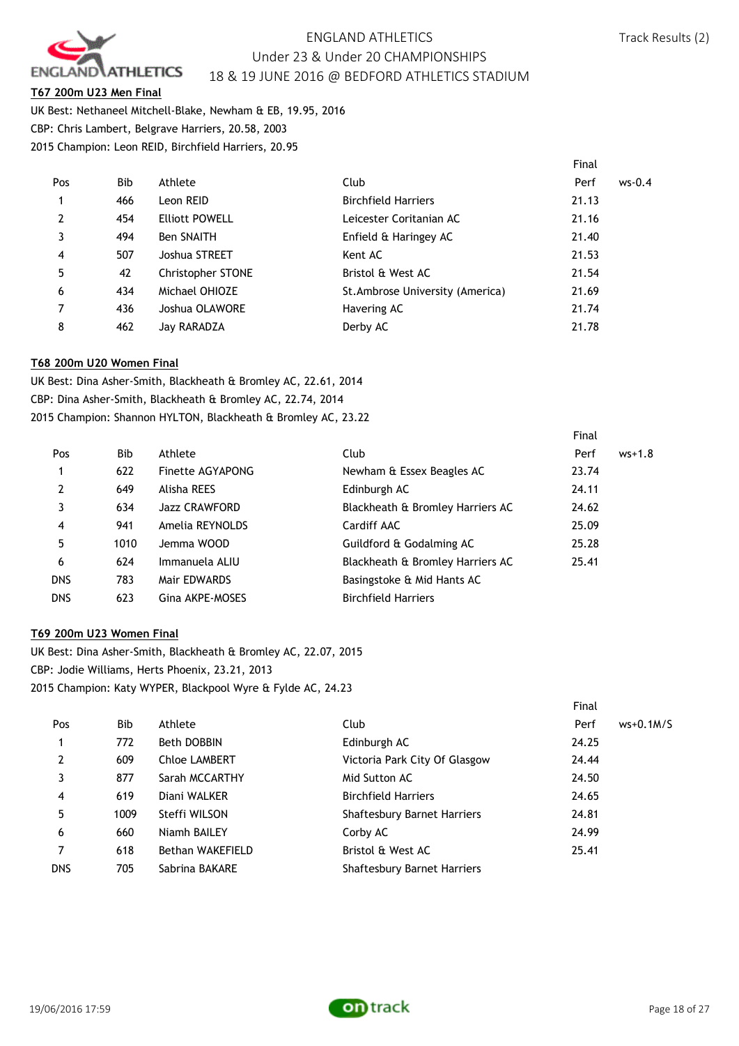ENGLAND ATHLETICS
Under 23 & Under 20 CHAMPIONSHIPS
18 & 19 JUNE 2016 @ BEDFORD ATHLETICS STADIUM

Track Results (2)

### T67 200m U23 Men Final

UK Best: Nethaneel Mitchell-Blake, Newham & EB, 19.95, 2016
CBP: Chris Lambert, Belgrave Harriers, 20.58, 2003
2015 Champion: Leon REID, Birchfield Harriers, 20.95

| Pos | Bib | Athlete | Club | Final Perf | ws-0.4 |
|---|---|---|---|---|---|
| 1 | 466 | Leon REID | Birchfield Harriers | 21.13 | |
| 2 | 454 | Elliott POWELL | Leicester Coritanian AC | 21.16 | |
| 3 | 494 | Ben SNAITH | Enfield & Haringey AC | 21.40 | |
| 4 | 507 | Joshua STREET | Kent AC | 21.53 | |
| 5 | 42 | Christopher STONE | Bristol & West AC | 21.54 | |
| 6 | 434 | Michael OHIOZE | St.Ambrose University (America) | 21.69 | |
| 7 | 436 | Joshua OLAWORE | Havering AC | 21.74 | |
| 8 | 462 | Jay RARADZA | Derby AC | 21.78 | |

### T68 200m U20 Women Final

UK Best: Dina Asher-Smith, Blackheath & Bromley AC, 22.61, 2014
CBP: Dina Asher-Smith, Blackheath & Bromley AC, 22.74, 2014
2015 Champion: Shannon HYLTON, Blackheath & Bromley AC, 23.22

| Pos | Bib | Athlete | Club | Final Perf | ws+1.8 |
|---|---|---|---|---|---|
| 1 | 622 | Finette AGYAPONG | Newham & Essex Beagles AC | 23.74 | |
| 2 | 649 | Alisha REES | Edinburgh AC | 24.11 | |
| 3 | 634 | Jazz CRAWFORD | Blackheath & Bromley Harriers AC | 24.62 | |
| 4 | 941 | Amelia REYNOLDS | Cardiff AAC | 25.09 | |
| 5 | 1010 | Jemma WOOD | Guildford & Godalming AC | 25.28 | |
| 6 | 624 | Immanuela ALIU | Blackheath & Bromley Harriers AC | 25.41 | |
| DNS | 783 | Mair EDWARDS | Basingstoke & Mid Hants AC | | |
| DNS | 623 | Gina AKPE-MOSES | Birchfield Harriers | | |

### T69 200m U23 Women Final

UK Best: Dina Asher-Smith, Blackheath & Bromley AC, 22.07, 2015
CBP: Jodie Williams, Herts Phoenix, 23.21, 2013
2015 Champion: Katy WYPER, Blackpool Wyre & Fylde AC, 24.23

| Pos | Bib | Athlete | Club | Final Perf | ws+0.1M/S |
|---|---|---|---|---|---|
| 1 | 772 | Beth DOBBIN | Edinburgh AC | 24.25 | |
| 2 | 609 | Chloe LAMBERT | Victoria Park City Of Glasgow | 24.44 | |
| 3 | 877 | Sarah MCCARTHY | Mid Sutton AC | 24.50 | |
| 4 | 619 | Diani WALKER | Birchfield Harriers | 24.65 | |
| 5 | 1009 | Steffi WILSON | Shaftesbury Barnet Harriers | 24.81 | |
| 6 | 660 | Niamh BAILEY | Corby AC | 24.99 | |
| 7 | 618 | Bethan WAKEFIELD | Bristol & West AC | 25.41 | |
| DNS | 705 | Sabrina BAKARE | Shaftesbury Barnet Harriers | | |

19/06/2016 17:59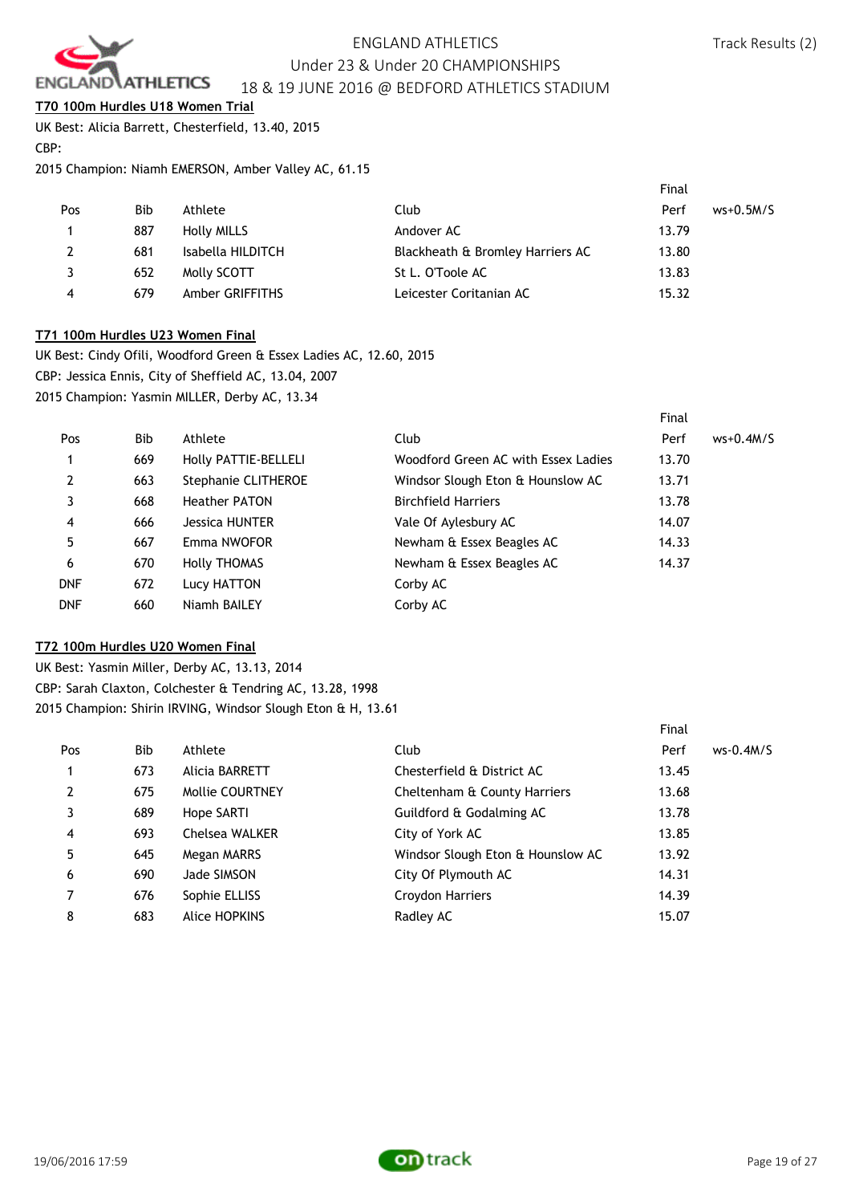ENGLAND ATHLETICS

Under 23 & Under 20 CHAMPIONSHIPS

18 & 19 JUNE 2016 @ BEDFORD ATHLETICS STADIUM

Track Results (2)

**T70 100m Hurdles U18 Women Trial**

UK Best: Alicia Barrett, Chesterfield, 13.40, 2015

CBP:

2015 Champion: Niamh EMERSON, Amber Valley AC, 61.15

| Pos | Bib | Athlete | Club | Final Perf | ws+0.5M/S |
|---|---|---|---|---|---|
| 1 | 887 | Holly MILLS | Andover AC | 13.79 | |
| 2 | 681 | Isabella HILDITCH | Blackheath & Bromley Harriers AC | 13.80 | |
| 3 | 652 | Molly SCOTT | St L. O'Toole AC | 13.83 | |
| 4 | 679 | Amber GRIFFITHS | Leicester Coritanian AC | 15.32 | |

**T71 100m Hurdles U23 Women Final**

UK Best: Cindy Ofili, Woodford Green & Essex Ladies AC, 12.60, 2015

CBP: Jessica Ennis, City of Sheffield AC, 13.04, 2007

2015 Champion: Yasmin MILLER, Derby AC, 13.34

| Pos | Bib | Athlete | Club | Final Perf | ws+0.4M/S |
|---|---|---|---|---|---|
| 1 | 669 | Holly PATTIE-BELLELI | Woodford Green AC with Essex Ladies | 13.70 | |
| 2 | 663 | Stephanie CLITHEROE | Windsor Slough Eton & Hounslow AC | 13.71 | |
| 3 | 668 | Heather PATON | Birchfield Harriers | 13.78 | |
| 4 | 666 | Jessica HUNTER | Vale Of Aylesbury AC | 14.07 | |
| 5 | 667 | Emma NWOFOR | Newham & Essex Beagles AC | 14.33 | |
| 6 | 670 | Holly THOMAS | Newham & Essex Beagles AC | 14.37 | |
| DNF | 672 | Lucy HATTON | Corby AC | | |
| DNF | 660 | Niamh BAILEY | Corby AC | | |

**T72 100m Hurdles U20 Women Final**

UK Best: Yasmin Miller, Derby AC, 13.13, 2014

CBP: Sarah Claxton, Colchester & Tendring AC, 13.28, 1998

2015 Champion: Shirin IRVING, Windsor Slough Eton & H, 13.61

| Pos | Bib | Athlete | Club | Final Perf | ws-0.4M/S |
|---|---|---|---|---|---|
| 1 | 673 | Alicia BARRETT | Chesterfield & District AC | 13.45 | |
| 2 | 675 | Mollie COURTNEY | Cheltenham & County Harriers | 13.68 | |
| 3 | 689 | Hope SARTI | Guildford & Godalming AC | 13.78 | |
| 4 | 693 | Chelsea WALKER | City of York AC | 13.85 | |
| 5 | 645 | Megan MARRS | Windsor Slough Eton & Hounslow AC | 13.92 | |
| 6 | 690 | Jade SIMSON | City Of Plymouth AC | 14.31 | |
| 7 | 676 | Sophie ELLISS | Croydon Harriers | 14.39 | |
| 8 | 683 | Alice HOPKINS | Radley AC | 15.07 | |

19/06/2016 17:59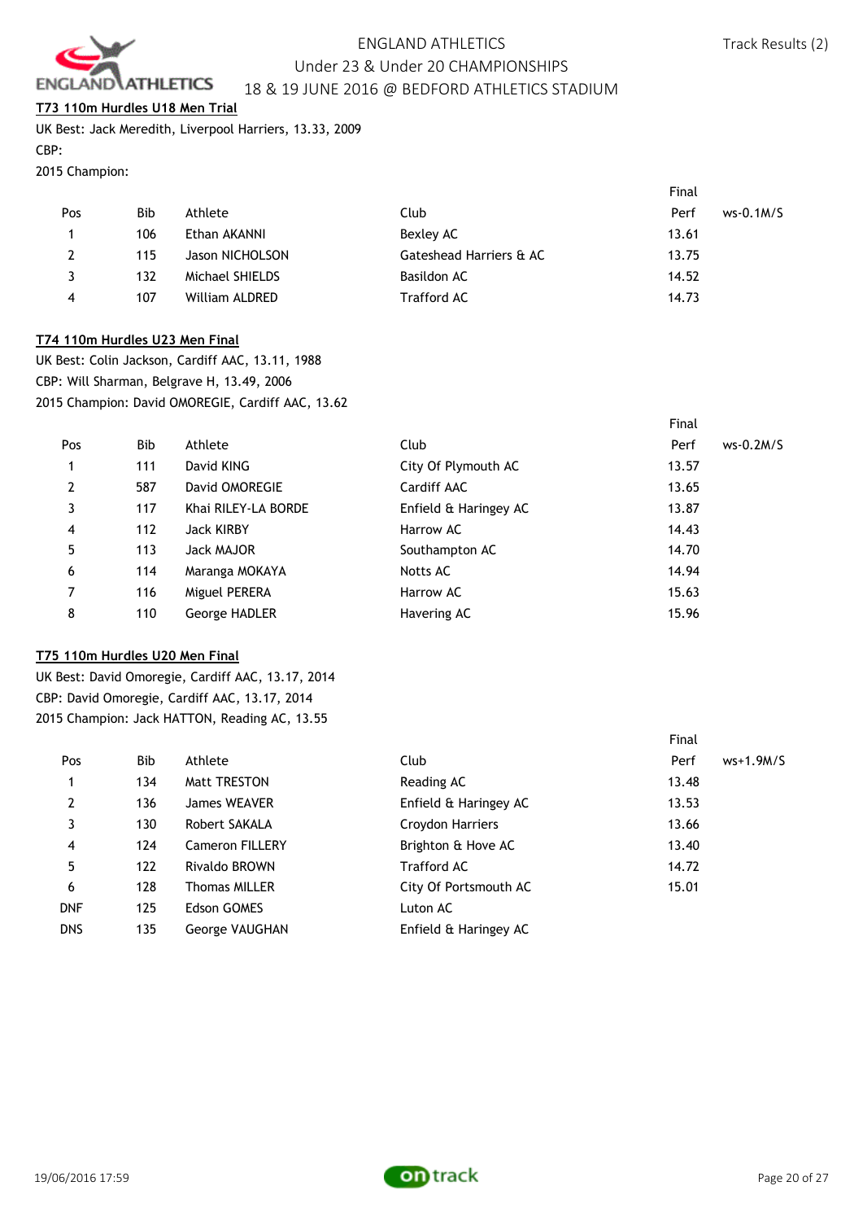### T73 110m Hurdles U18 Men Trial

UK Best: Jack Meredith, Liverpool Harriers, 13.33, 2009
CBP:
2015 Champion:

| Pos | Bib | Athlete | Club | Final Perf | ws-0.1M/S |
|---|---|---|---|---|---|
| 1 | 106 | Ethan AKANNI | Bexley AC | 13.61 | |
| 2 | 115 | Jason NICHOLSON | Gateshead Harriers & AC | 13.75 | |
| 3 | 132 | Michael SHIELDS | Basildon AC | 14.52 | |
| 4 | 107 | William ALDRED | Trafford AC | 14.73 | |

### T74 110m Hurdles U23 Men Final

UK Best: Colin Jackson, Cardiff AAC, 13.11, 1988
CBP: Will Sharman, Belgrave H, 13.49, 2006
2015 Champion: David OMOREGIE, Cardiff AAC, 13.62

| Pos | Bib | Athlete | Club | Final Perf | ws-0.2M/S |
|---|---|---|---|---|---|
| 1 | 111 | David KING | City Of Plymouth AC | 13.57 | |
| 2 | 587 | David OMOREGIE | Cardiff AAC | 13.65 | |
| 3 | 117 | Khai RILEY-LA BORDE | Enfield & Haringey AC | 13.87 | |
| 4 | 112 | Jack KIRBY | Harrow AC | 14.43 | |
| 5 | 113 | Jack MAJOR | Southampton AC | 14.70 | |
| 6 | 114 | Maranga MOKAYA | Notts AC | 14.94 | |
| 7 | 116 | Miguel PERERA | Harrow AC | 15.63 | |
| 8 | 110 | George HADLER | Havering AC | 15.96 | |

### T75 110m Hurdles U20 Men Final

UK Best: David Omoregie, Cardiff AAC, 13.17, 2014
CBP: David Omoregie, Cardiff AAC, 13.17, 2014
2015 Champion: Jack HATTON, Reading AC, 13.55

| Pos | Bib | Athlete | Club | Final Perf | ws+1.9M/S |
|---|---|---|---|---|---|
| 1 | 134 | Matt TRESTON | Reading AC | 13.48 | |
| 2 | 136 | James WEAVER | Enfield & Haringey AC | 13.53 | |
| 3 | 130 | Robert SAKALA | Croydon Harriers | 13.66 | |
| 4 | 124 | Cameron FILLERY | Brighton & Hove AC | 13.40 | |
| 5 | 122 | Rivaldo BROWN | Trafford AC | 14.72 | |
| 6 | 128 | Thomas MILLER | City Of Portsmouth AC | 15.01 | |
| DNF | 125 | Edson GOMES | Luton AC | | |
| DNS | 135 | George VAUGHAN | Enfield & Haringey AC | | |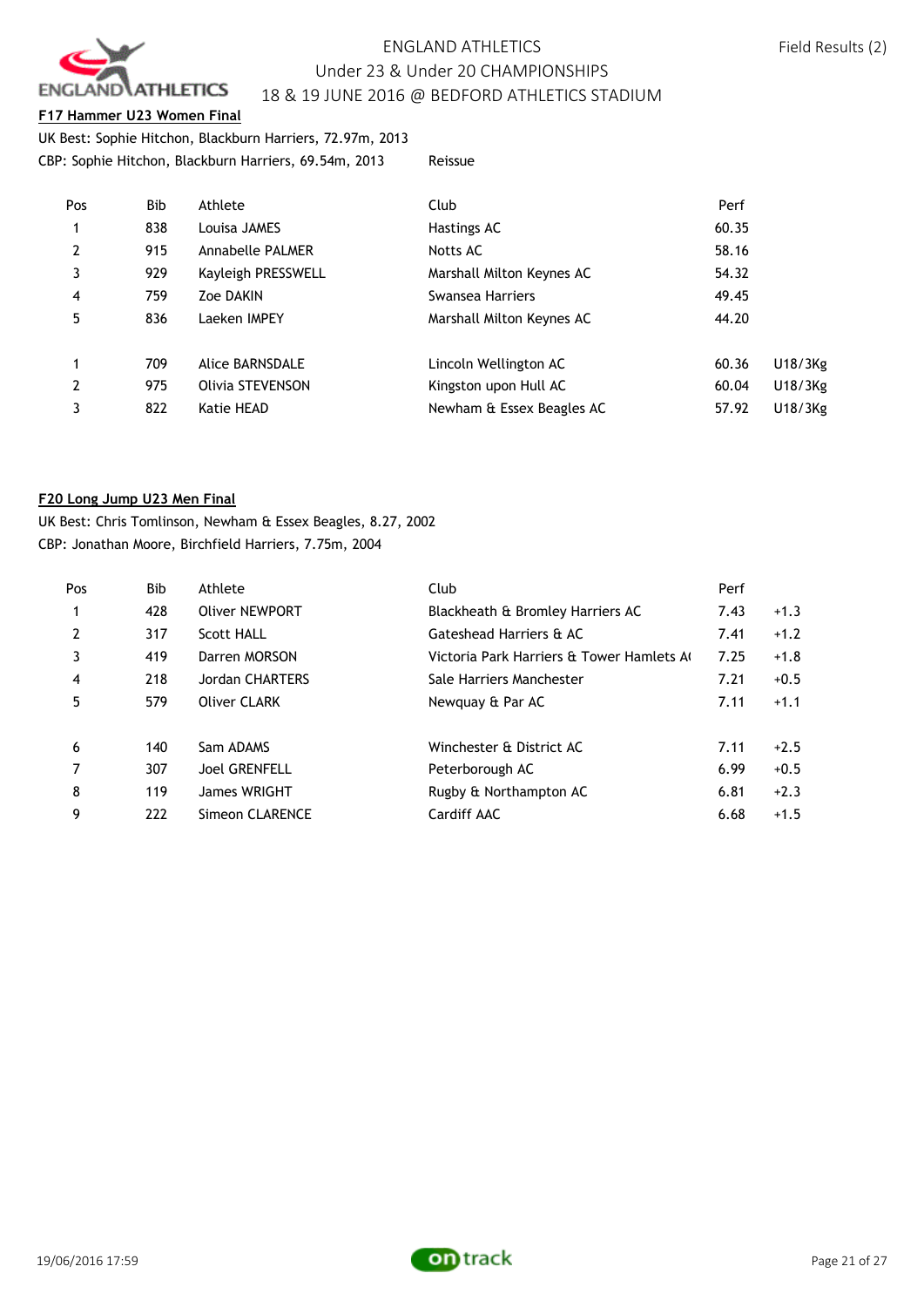ENGLAND ATHLETICS
Under 23 & Under 20 CHAMPIONSHIPS
18 & 19 JUNE 2016 @ BEDFORD ATHLETICS STADIUM

Field Results (2)

**F17 Hammer U23 Women Final**

UK Best: Sophie Hitchon, Blackburn Harriers, 72.97m, 2013
CBP: Sophie Hitchon, Blackburn Harriers, 69.54m, 2013 Reissue

| Pos | Bib | Athlete | Club | Perf | |
|---|---|---|---|---|---|
| 1 | 838 | Louisa JAMES | Hastings AC | 60.35 | |
| 2 | 915 | Annabelle PALMER | Notts AC | 58.16 | |
| 3 | 929 | Kayleigh PRESSWELL | Marshall Milton Keynes AC | 54.32 | |
| 4 | 759 | Zoe DAKIN | Swansea Harriers | 49.45 | |
| 5 | 836 | Laeken IMPEY | Marshall Milton Keynes AC | 44.20 | |
| | | | | | |
| 1 | 709 | Alice BARNSDALE | Lincoln Wellington AC | 60.36 | U18/3Kg |
| 2 | 975 | Olivia STEVENSON | Kingston upon Hull AC | 60.04 | U18/3Kg |
| 3 | 822 | Katie HEAD | Newham & Essex Beagles AC | 57.92 | U18/3Kg |

**F20 Long Jump U23 Men Final**

UK Best: Chris Tomlinson, Newham & Essex Beagles, 8.27, 2002
CBP: Jonathan Moore, Birchfield Harriers, 7.75m, 2004

| Pos | Bib | Athlete | Club | Perf | |
|---|---|---|---|---|---|
| 1 | 428 | Oliver NEWPORT | Blackheath & Bromley Harriers AC | 7.43 | +1.3 |
| 2 | 317 | Scott HALL | Gateshead Harriers & AC | 7.41 | +1.2 |
| 3 | 419 | Darren MORSON | Victoria Park Harriers & Tower Hamlets A( | 7.25 | +1.8 |
| 4 | 218 | Jordan CHARTERS | Sale Harriers Manchester | 7.21 | +0.5 |
| 5 | 579 | Oliver CLARK | Newquay & Par AC | 7.11 | +1.1 |
| | | | | | |
| 6 | 140 | Sam ADAMS | Winchester & District AC | 7.11 | +2.5 |
| 7 | 307 | Joel GRENFELL | Peterborough AC | 6.99 | +0.5 |
| 8 | 119 | James WRIGHT | Rugby & Northampton AC | 6.81 | +2.3 |
| 9 | 222 | Simeon CLARENCE | Cardiff AAC | 6.68 | +1.5 |

19/06/2016 17:59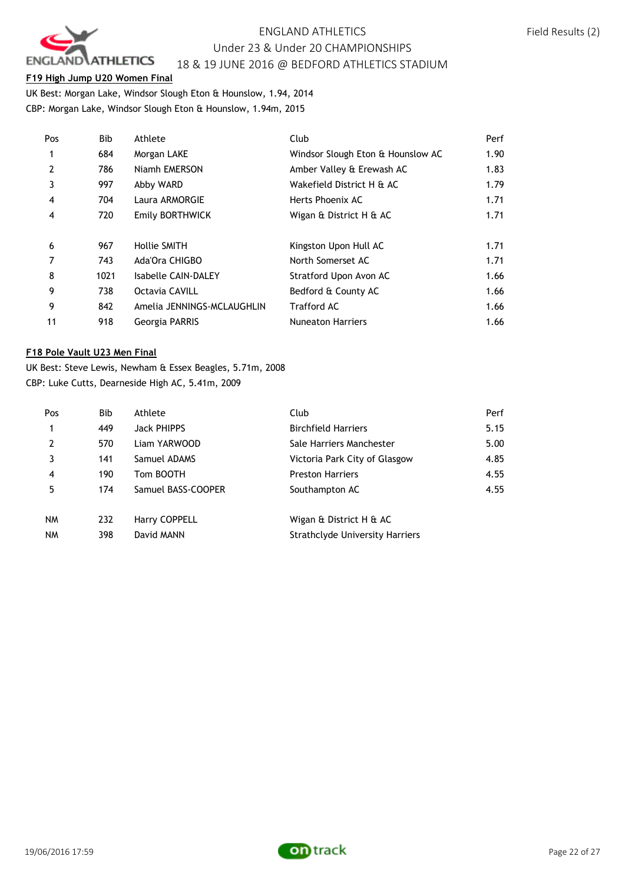## F19 High Jump U20 Women Final

UK Best: Morgan Lake, Windsor Slough Eton & Hounslow, 1.94, 2014
CBP: Morgan Lake, Windsor Slough Eton & Hounslow, 1.94m, 2015

| Pos | Bib | Athlete | Club | Perf |
|---|---|---|---|---|
| 1 | 684 | Morgan LAKE | Windsor Slough Eton & Hounslow AC | 1.90 |
| 2 | 786 | Niamh EMERSON | Amber Valley & Erewash AC | 1.83 |
| 3 | 997 | Abby WARD | Wakefield District H & AC | 1.79 |
| 4 | 704 | Laura ARMORGIE | Herts Phoenix AC | 1.71 |
| 4 | 720 | Emily BORTHWICK | Wigan & District H & AC | 1.71 |
| 6 | 967 | Hollie SMITH | Kingston Upon Hull AC | 1.71 |
| 7 | 743 | Ada'Ora CHIGBO | North Somerset AC | 1.71 |
| 8 | 1021 | Isabelle CAIN-DALEY | Stratford Upon Avon AC | 1.66 |
| 9 | 738 | Octavia CAVILL | Bedford & County AC | 1.66 |
| 9 | 842 | Amelia JENNINGS-MCLAUGHLIN | Trafford AC | 1.66 |
| 11 | 918 | Georgia PARRIS | Nuneaton Harriers | 1.66 |

## F18 Pole Vault U23 Men Final

UK Best: Steve Lewis, Newham & Essex Beagles, 5.71m, 2008
CBP: Luke Cutts, Dearneside High AC, 5.41m, 2009

| Pos | Bib | Athlete | Club | Perf |
|---|---|---|---|---|
| 1 | 449 | Jack PHIPPS | Birchfield Harriers | 5.15 |
| 2 | 570 | Liam YARWOOD | Sale Harriers Manchester | 5.00 |
| 3 | 141 | Samuel ADAMS | Victoria Park City of Glasgow | 4.85 |
| 4 | 190 | Tom BOOTH | Preston Harriers | 4.55 |
| 5 | 174 | Samuel BASS-COOPER | Southampton AC | 4.55 |
| NM | 232 | Harry COPPELL | Wigan & District H & AC | |
| NM | 398 | David MANN | Strathclyde University Harriers | |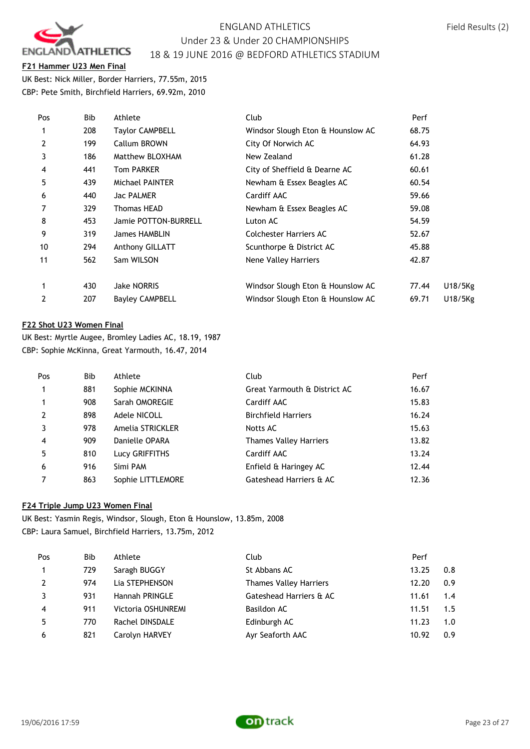ENGLAND ATHLETICS
Under 23 & Under 20 CHAMPIONSHIPS
18 & 19 JUNE 2016 @ BEDFORD ATHLETICS STADIUM

Field Results (2)

**F21 Hammer U23 Men Final**

UK Best: Nick Miller, Border Harriers, 77.55m, 2015
CBP: Pete Smith, Birchfield Harriers, 69.92m, 2010

| Pos | Bib | Athlete | Club | Perf | |
|---|---|---|---|---|---|
| 1 | 208 | Taylor CAMPBELL | Windsor Slough Eton & Hounslow AC | 68.75 | |
| 2 | 199 | Callum BROWN | City Of Norwich AC | 64.93 | |
| 3 | 186 | Matthew BLOXHAM | New Zealand | 61.28 | |
| 4 | 441 | Tom PARKER | City of Sheffield & Dearne AC | 60.61 | |
| 5 | 439 | Michael PAINTER | Newham & Essex Beagles AC | 60.54 | |
| 6 | 440 | Jac PALMER | Cardiff AAC | 59.66 | |
| 7 | 329 | Thomas HEAD | Newham & Essex Beagles AC | 59.08 | |
| 8 | 453 | Jamie POTTON-BURRELL | Luton AC | 54.59 | |
| 9 | 319 | James HAMBLIN | Colchester Harriers AC | 52.67 | |
| 10 | 294 | Anthony GILLATT | Scunthorpe & District AC | 45.88 | |
| 11 | 562 | Sam WILSON | Nene Valley Harriers | 42.87 | |
| | | | | | |
| 1 | 430 | Jake NORRIS | Windsor Slough Eton & Hounslow AC | 77.44 | U18/5Kg |
| 2 | 207 | Bayley CAMPBELL | Windsor Slough Eton & Hounslow AC | 69.71 | U18/5Kg |

**F22 Shot U23 Women Final**

UK Best: Myrtle Augee, Bromley Ladies AC, 18.19, 1987
CBP: Sophie McKinna, Great Yarmouth, 16.47, 2014

| Pos | Bib | Athlete | Club | Perf |
|---|---|---|---|---|
| 1 | 881 | Sophie MCKINNA | Great Yarmouth & District AC | 16.67 |
| 1 | 908 | Sarah OMOREGIE | Cardiff AAC | 15.83 |
| 2 | 898 | Adele NICOLL | Birchfield Harriers | 16.24 |
| 3 | 978 | Amelia STRICKLER | Notts AC | 15.63 |
| 4 | 909 | Danielle OPARA | Thames Valley Harriers | 13.82 |
| 5 | 810 | Lucy GRIFFITHS | Cardiff AAC | 13.24 |
| 6 | 916 | Simi PAM | Enfield & Haringey AC | 12.44 |
| 7 | 863 | Sophie LITTLEMORE | Gateshead Harriers & AC | 12.36 |

**F24 Triple Jump U23 Women Final**

UK Best: Yasmin Regis, Windsor, Slough, Eton & Hounslow, 13.85m, 2008
CBP: Laura Samuel, Birchfield Harriers, 13.75m, 2012

| Pos | Bib | Athlete | Club | Perf | |
|---|---|---|---|---|---|
| 1 | 729 | Saragh BUGGY | St Abbans AC | 13.25 | 0.8 |
| 2 | 974 | Lia STEPHENSON | Thames Valley Harriers | 12.20 | 0.9 |
| 3 | 931 | Hannah PRINGLE | Gateshead Harriers & AC | 11.61 | 1.4 |
| 4 | 911 | Victoria OSHUNREMI | Basildon AC | 11.51 | 1.5 |
| 5 | 770 | Rachel DINSDALE | Edinburgh AC | 11.23 | 1.0 |
| 6 | 821 | Carolyn HARVEY | Ayr Seaforth AAC | 10.92 | 0.9 |

19/06/2016 17:59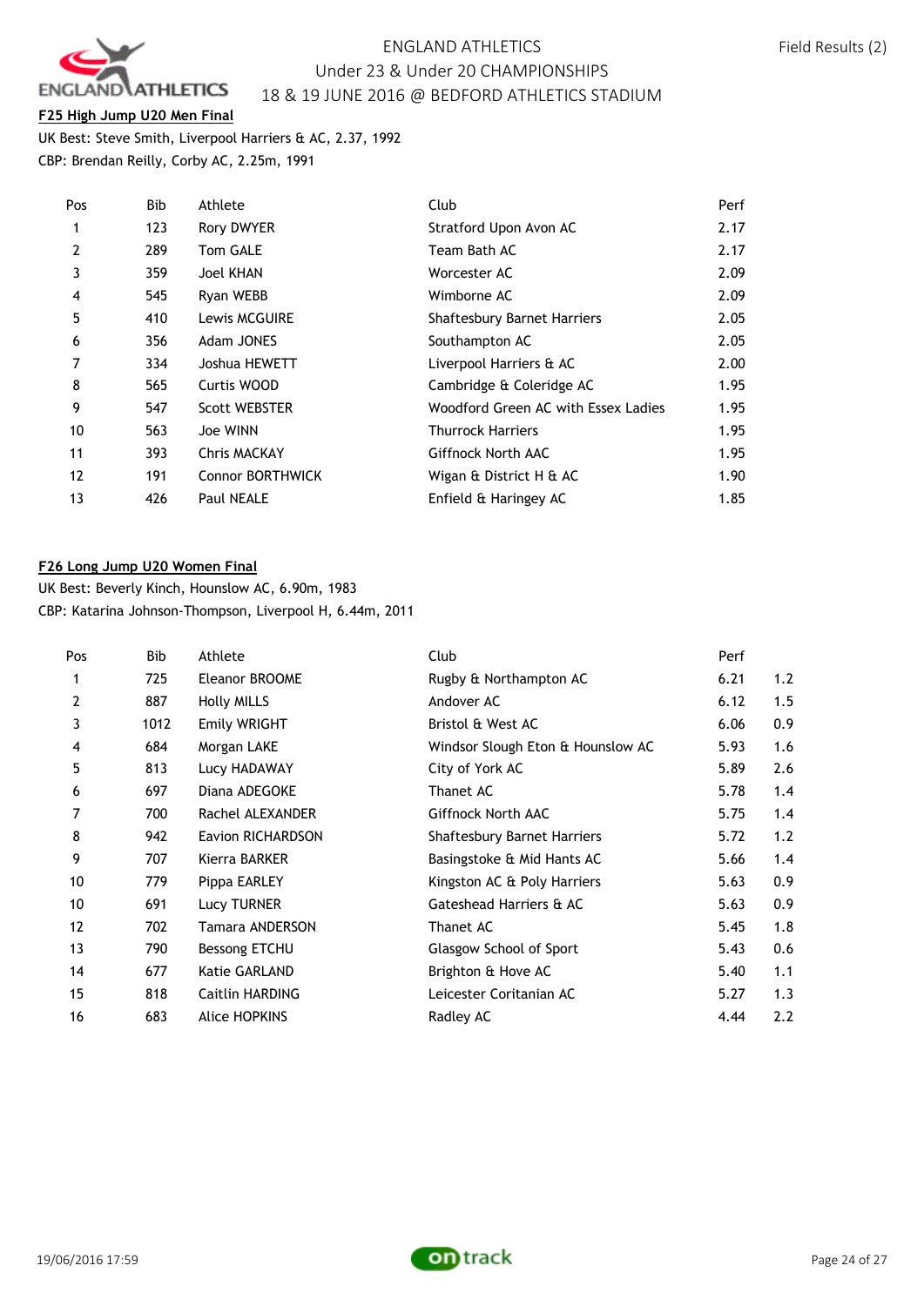## F25 High Jump U20 Men Final

UK Best: Steve Smith, Liverpool Harriers & AC, 2.37, 1992
CBP: Brendan Reilly, Corby AC, 2.25m, 1991

| Pos | Bib | Athlete | Club | Perf |
|---|---|---|---|---|
| 1 | 123 | Rory DWYER | Stratford Upon Avon AC | 2.17 |
| 2 | 289 | Tom GALE | Team Bath AC | 2.17 |
| 3 | 359 | Joel KHAN | Worcester AC | 2.09 |
| 4 | 545 | Ryan WEBB | Wimborne AC | 2.09 |
| 5 | 410 | Lewis MCGUIRE | Shaftesbury Barnet Harriers | 2.05 |
| 6 | 356 | Adam JONES | Southampton AC | 2.05 |
| 7 | 334 | Joshua HEWETT | Liverpool Harriers & AC | 2.00 |
| 8 | 565 | Curtis WOOD | Cambridge & Coleridge AC | 1.95 |
| 9 | 547 | Scott WEBSTER | Woodford Green AC with Essex Ladies | 1.95 |
| 10 | 563 | Joe WINN | Thurrock Harriers | 1.95 |
| 11 | 393 | Chris MACKAY | Giffnock North AAC | 1.95 |
| 12 | 191 | Connor BORTHWICK | Wigan & District H & AC | 1.90 |
| 13 | 426 | Paul NEALE | Enfield & Haringey AC | 1.85 |

## F26 Long Jump U20 Women Final

UK Best: Beverly Kinch, Hounslow AC, 6.90m, 1983
CBP: Katarina Johnson-Thompson, Liverpool H, 6.44m, 2011

| Pos | Bib | Athlete | Club | Perf | |
|---|---|---|---|---|---|
| 1 | 725 | Eleanor BROOME | Rugby & Northampton AC | 6.21 | 1.2 |
| 2 | 887 | Holly MILLS | Andover AC | 6.12 | 1.5 |
| 3 | 1012 | Emily WRIGHT | Bristol & West AC | 6.06 | 0.9 |
| 4 | 684 | Morgan LAKE | Windsor Slough Eton & Hounslow AC | 5.93 | 1.6 |
| 5 | 813 | Lucy HADAWAY | City of York AC | 5.89 | 2.6 |
| 6 | 697 | Diana ADEGOKE | Thanet AC | 5.78 | 1.4 |
| 7 | 700 | Rachel ALEXANDER | Giffnock North AAC | 5.75 | 1.4 |
| 8 | 942 | Eavion RICHARDSON | Shaftesbury Barnet Harriers | 5.72 | 1.2 |
| 9 | 707 | Kierra BARKER | Basingstoke & Mid Hants AC | 5.66 | 1.4 |
| 10 | 779 | Pippa EARLEY | Kingston AC & Poly Harriers | 5.63 | 0.9 |
| 10 | 691 | Lucy TURNER | Gateshead Harriers & AC | 5.63 | 0.9 |
| 12 | 702 | Tamara ANDERSON | Thanet AC | 5.45 | 1.8 |
| 13 | 790 | Bessong ETCHU | Glasgow School of Sport | 5.43 | 0.6 |
| 14 | 677 | Katie GARLAND | Brighton & Hove AC | 5.40 | 1.1 |
| 15 | 818 | Caitlin HARDING | Leicester Coritanian AC | 5.27 | 1.3 |
| 16 | 683 | Alice HOPKINS | Radley AC | 4.44 | 2.2 |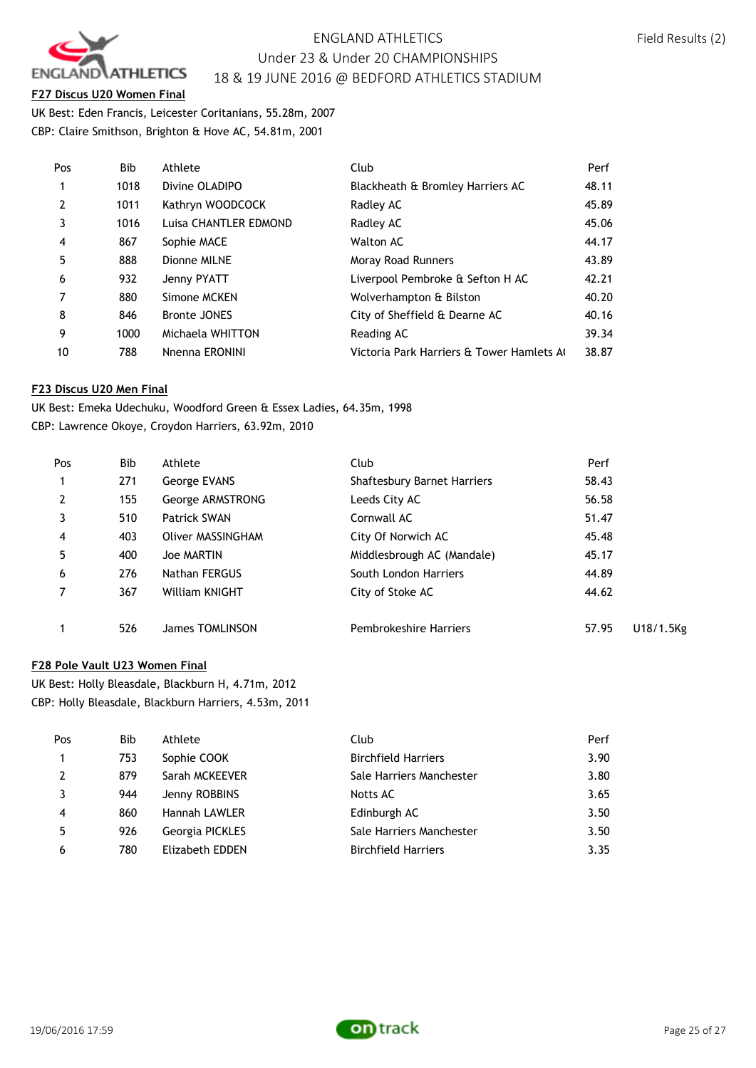ENGLAND ATHLETICS
Under 23 & Under 20 CHAMPIONSHIPS
18 & 19 JUNE 2016 @ BEDFORD ATHLETICS STADIUM

Field Results (2)

## F27 Discus U20 Women Final

UK Best: Eden Francis, Leicester Coritanians, 55.28m, 2007
CBP: Claire Smithson, Brighton & Hove AC, 54.81m, 2001

| Pos | Bib | Athlete | Club | Perf |
|---|---|---|---|---|
| 1 | 1018 | Divine OLADIPO | Blackheath & Bromley Harriers AC | 48.11 |
| 2 | 1011 | Kathryn WOODCOCK | Radley AC | 45.89 |
| 3 | 1016 | Luisa CHANTLER EDMOND | Radley AC | 45.06 |
| 4 | 867 | Sophie MACE | Walton AC | 44.17 |
| 5 | 888 | Dionne MILNE | Moray Road Runners | 43.89 |
| 6 | 932 | Jenny PYATT | Liverpool Pembroke & Sefton H AC | 42.21 |
| 7 | 880 | Simone MCKEN | Wolverhampton & Bilston | 40.20 |
| 8 | 846 | Bronte JONES | City of Sheffield & Dearne AC | 40.16 |
| 9 | 1000 | Michaela WHITTON | Reading AC | 39.34 |
| 10 | 788 | Nnenna ERONINI | Victoria Park Harriers & Tower Hamlets A( | 38.87 |

## F23 Discus U20 Men Final

UK Best: Emeka Udechuku, Woodford Green & Essex Ladies, 64.35m, 1998
CBP: Lawrence Okoye, Croydon Harriers, 63.92m, 2010

| Pos | Bib | Athlete | Club | Perf | |
|---|---|---|---|---|---|
| 1 | 271 | George EVANS | Shaftesbury Barnet Harriers | 58.43 | |
| 2 | 155 | George ARMSTRONG | Leeds City AC | 56.58 | |
| 3 | 510 | Patrick SWAN | Cornwall AC | 51.47 | |
| 4 | 403 | Oliver MASSINGHAM | City Of Norwich AC | 45.48 | |
| 5 | 400 | Joe MARTIN | Middlesbrough AC (Mandale) | 45.17 | |
| 6 | 276 | Nathan FERGUS | South London Harriers | 44.89 | |
| 7 | 367 | William KNIGHT | City of Stoke AC | 44.62 | |
| | | | | | |
| 1 | 526 | James TOMLINSON | Pembrokeshire Harriers | 57.95 | U18/1.5Kg |

## F28 Pole Vault U23 Women Final

UK Best: Holly Bleasdale, Blackburn H, 4.71m, 2012
CBP: Holly Bleasdale, Blackburn Harriers, 4.53m, 2011

| Pos | Bib | Athlete | Club | Perf |
|---|---|---|---|---|
| 1 | 753 | Sophie COOK | Birchfield Harriers | 3.90 |
| 2 | 879 | Sarah MCKEEVER | Sale Harriers Manchester | 3.80 |
| 3 | 944 | Jenny ROBBINS | Notts AC | 3.65 |
| 4 | 860 | Hannah LAWLER | Edinburgh AC | 3.50 |
| 5 | 926 | Georgia PICKLES | Sale Harriers Manchester | 3.50 |
| 6 | 780 | Elizabeth EDDEN | Birchfield Harriers | 3.35 |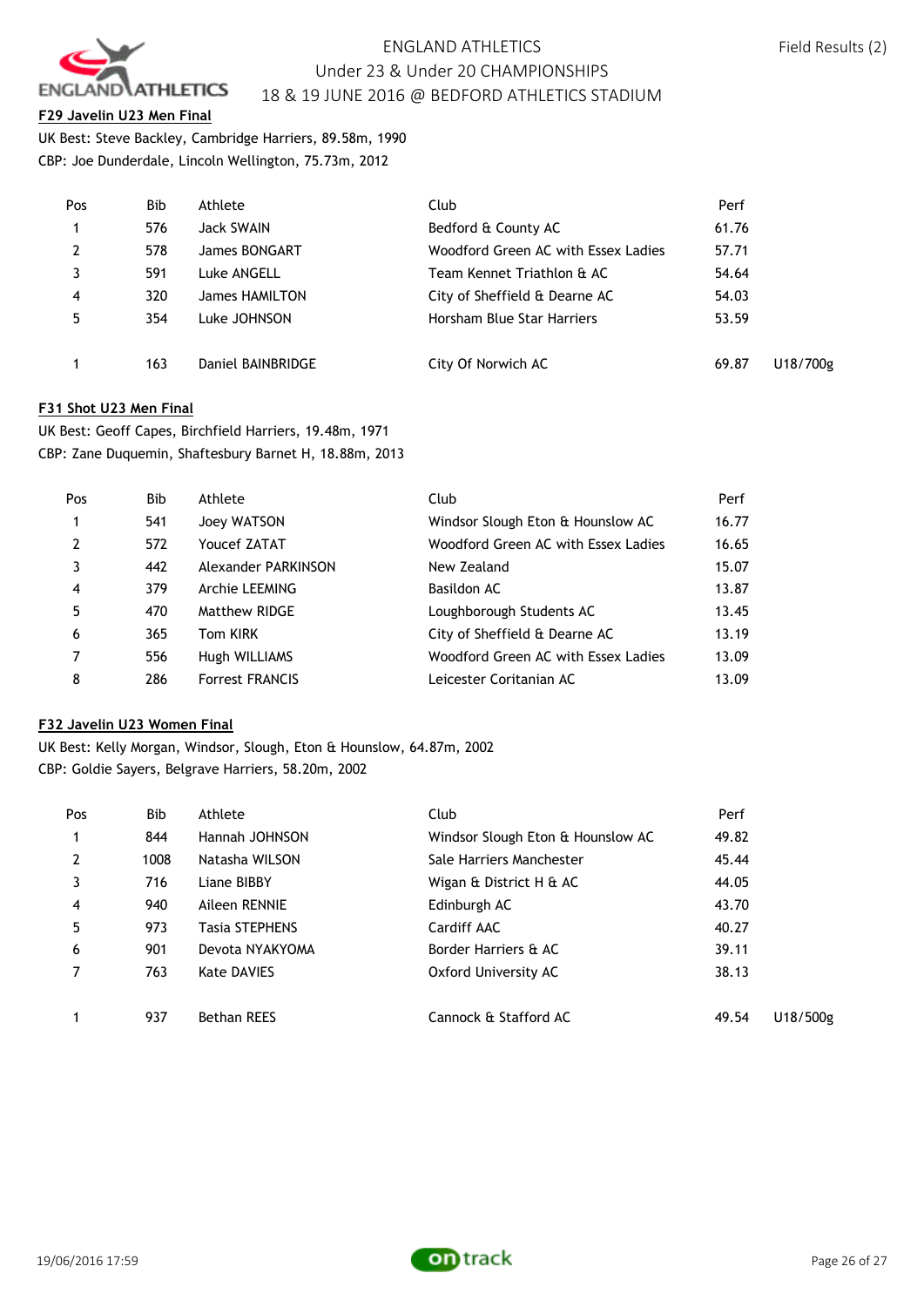ENGLAND ATHLETICS
Under 23 & Under 20 CHAMPIONSHIPS
18 & 19 JUNE 2016 @ BEDFORD ATHLETICS STADIUM

Field Results (2)

**F29 Javelin U23 Men Final**

UK Best: Steve Backley, Cambridge Harriers, 89.58m, 1990
CBP: Joe Dunderdale, Lincoln Wellington, 75.73m, 2012

| Pos | Bib | Athlete | Club | Perf | |
|---|---|---|---|---|---|
| 1 | 576 | Jack SWAIN | Bedford & County AC | 61.76 | |
| 2 | 578 | James BONGART | Woodford Green AC with Essex Ladies | 57.71 | |
| 3 | 591 | Luke ANGELL | Team Kennet Triathlon & AC | 54.64 | |
| 4 | 320 | James HAMILTON | City of Sheffield & Dearne AC | 54.03 | |
| 5 | 354 | Luke JOHNSON | Horsham Blue Star Harriers | 53.59 | |
| | | | | | |
| 1 | 163 | Daniel BAINBRIDGE | City Of Norwich AC | 69.87 | U18/700g |

**F31 Shot U23 Men Final**

UK Best: Geoff Capes, Birchfield Harriers, 19.48m, 1971
CBP: Zane Duquemin, Shaftesbury Barnet H, 18.88m, 2013

| Pos | Bib | Athlete | Club | Perf |
|---|---|---|---|---|
| 1 | 541 | Joey WATSON | Windsor Slough Eton & Hounslow AC | 16.77 |
| 2 | 572 | Youcef ZATAT | Woodford Green AC with Essex Ladies | 16.65 |
| 3 | 442 | Alexander PARKINSON | New Zealand | 15.07 |
| 4 | 379 | Archie LEEMING | Basildon AC | 13.87 |
| 5 | 470 | Matthew RIDGE | Loughborough Students AC | 13.45 |
| 6 | 365 | Tom KIRK | City of Sheffield & Dearne AC | 13.19 |
| 7 | 556 | Hugh WILLIAMS | Woodford Green AC with Essex Ladies | 13.09 |
| 8 | 286 | Forrest FRANCIS | Leicester Coritanian AC | 13.09 |

**F32 Javelin U23 Women Final**

UK Best: Kelly Morgan, Windsor, Slough, Eton & Hounslow, 64.87m, 2002
CBP: Goldie Sayers, Belgrave Harriers, 58.20m, 2002

| Pos | Bib | Athlete | Club | Perf | |
|---|---|---|---|---|---|
| 1 | 844 | Hannah JOHNSON | Windsor Slough Eton & Hounslow AC | 49.82 | |
| 2 | 1008 | Natasha WILSON | Sale Harriers Manchester | 45.44 | |
| 3 | 716 | Liane BIBBY | Wigan & District H & AC | 44.05 | |
| 4 | 940 | Aileen RENNIE | Edinburgh AC | 43.70 | |
| 5 | 973 | Tasia STEPHENS | Cardiff AAC | 40.27 | |
| 6 | 901 | Devota NYAKYOMA | Border Harriers & AC | 39.11 | |
| 7 | 763 | Kate DAVIES | Oxford University AC | 38.13 | |
| | | | | | |
| 1 | 937 | Bethan REES | Cannock & Stafford AC | 49.54 | U18/500g |

19/06/2016 17:59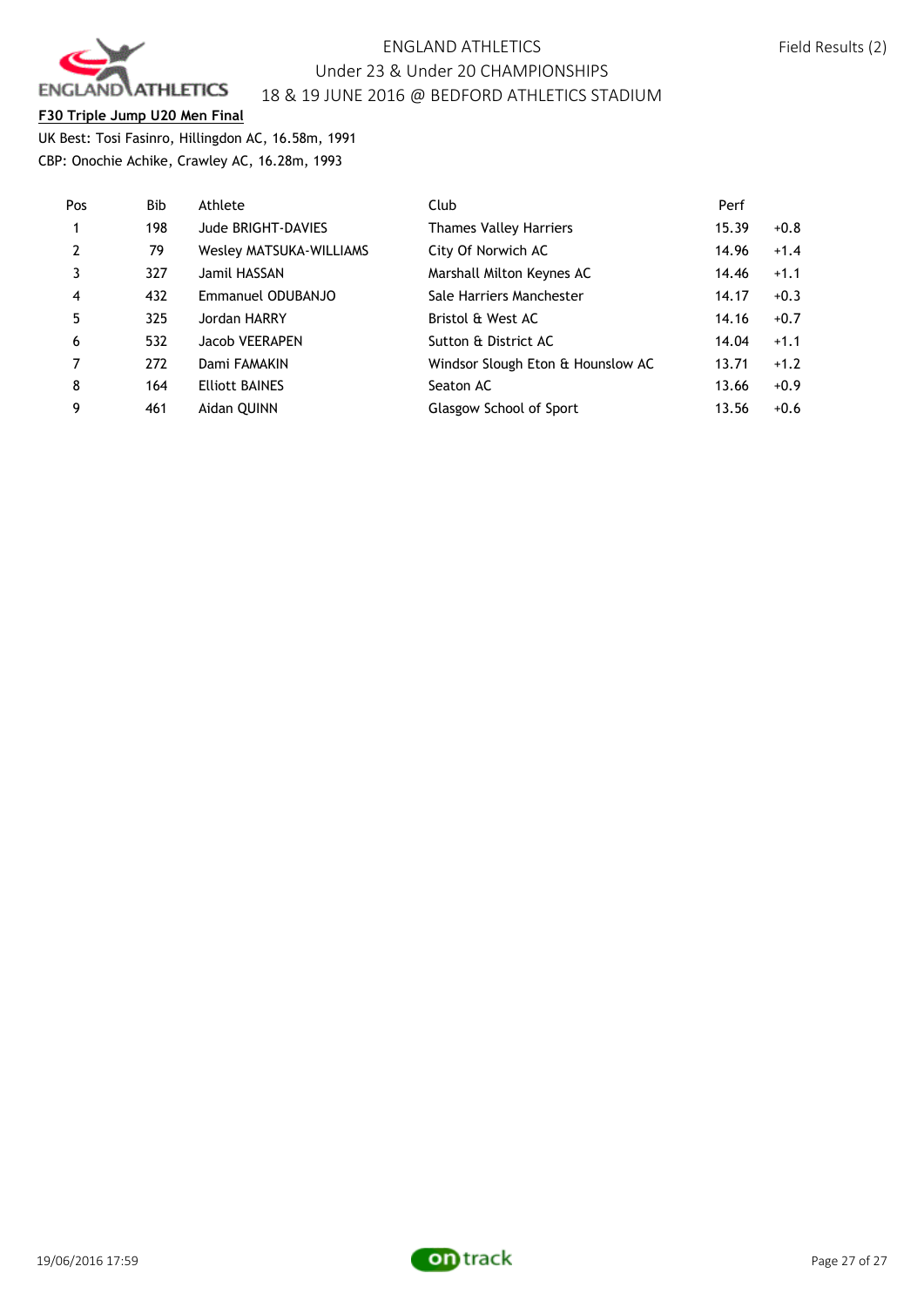ENGLAND ATHLETICS
Under 23 & Under 20 CHAMPIONSHIPS
18 & 19 JUNE 2016 @ BEDFORD ATHLETICS STADIUM

Field Results (2)

**F30 Triple Jump U20 Men Final**

UK Best: Tosi Fasinro, Hillingdon AC, 16.58m, 1991
CBP: Onochie Achike, Crawley AC, 16.28m, 1993

| Pos | Bib | Athlete | Club | Perf | |
|---|---|---|---|---|---|
| 1 | 198 | Jude BRIGHT-DAVIES | Thames Valley Harriers | 15.39 | +0.8 |
| 2 | 79 | Wesley MATSUKA-WILLIAMS | City Of Norwich AC | 14.96 | +1.4 |
| 3 | 327 | Jamil HASSAN | Marshall Milton Keynes AC | 14.46 | +1.1 |
| 4 | 432 | Emmanuel ODUBANJO | Sale Harriers Manchester | 14.17 | +0.3 |
| 5 | 325 | Jordan HARRY | Bristol & West AC | 14.16 | +0.7 |
| 6 | 532 | Jacob VEERAPEN | Sutton & District AC | 14.04 | +1.1 |
| 7 | 272 | Dami FAMAKIN | Windsor Slough Eton & Hounslow AC | 13.71 | +1.2 |
| 8 | 164 | Elliott BAINES | Seaton AC | 13.66 | +0.9 |
| 9 | 461 | Aidan QUINN | Glasgow School of Sport | 13.56 | +0.6 |

19/06/2016 17:59